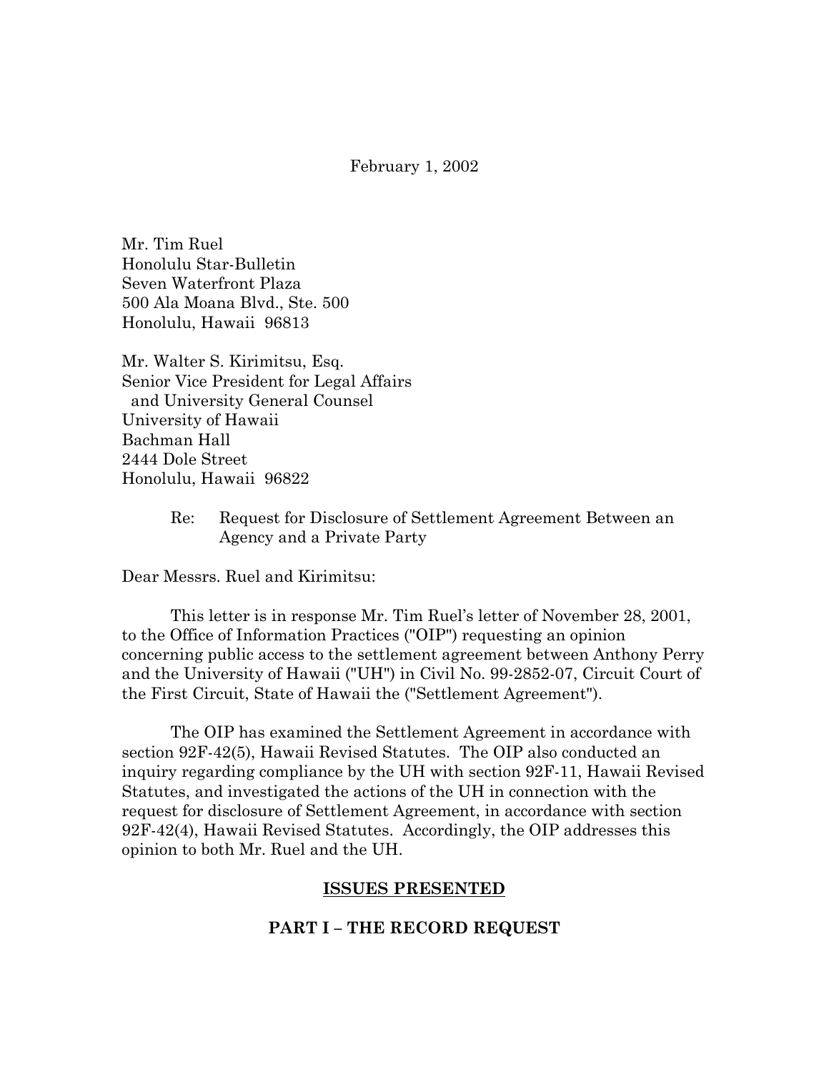February 1, 2002

Mr. Tim Ruel
Honolulu Star-Bulletin
Seven Waterfront Plaza
500 Ala Moana Blvd., Ste. 500
Honolulu, Hawaii 96813

Mr. Walter S. Kirimitsu, Esq.
Senior Vice President for Legal Affairs
and University General Counsel
University of Hawaii
Bachman Hall
2444 Dole Street
Honolulu, Hawaii 96822

Re: Request for Disclosure of Settlement Agreement Between an Agency and a Private Party

Dear Messrs. Ruel and Kirimitsu:

This letter is in response Mr. Tim Ruel's letter of November 28, 2001, to the Office of Information Practices ("OIP") requesting an opinion concerning public access to the settlement agreement between Anthony Perry and the University of Hawaii ("UH") in Civil No. 99-2852-07, Circuit Court of the First Circuit, State of Hawaii the ("Settlement Agreement").

The OIP has examined the Settlement Agreement in accordance with section 92F-42(5), Hawaii Revised Statutes. The OIP also conducted an inquiry regarding compliance by the UH with section 92F-11, Hawaii Revised Statutes, and investigated the actions of the UH in connection with the request for disclosure of Settlement Agreement, in accordance with section 92F-42(4), Hawaii Revised Statutes. Accordingly, the OIP addresses this opinion to both Mr. Ruel and the UH.

## ISSUES PRESENTED

### PART I – THE RECORD REQUEST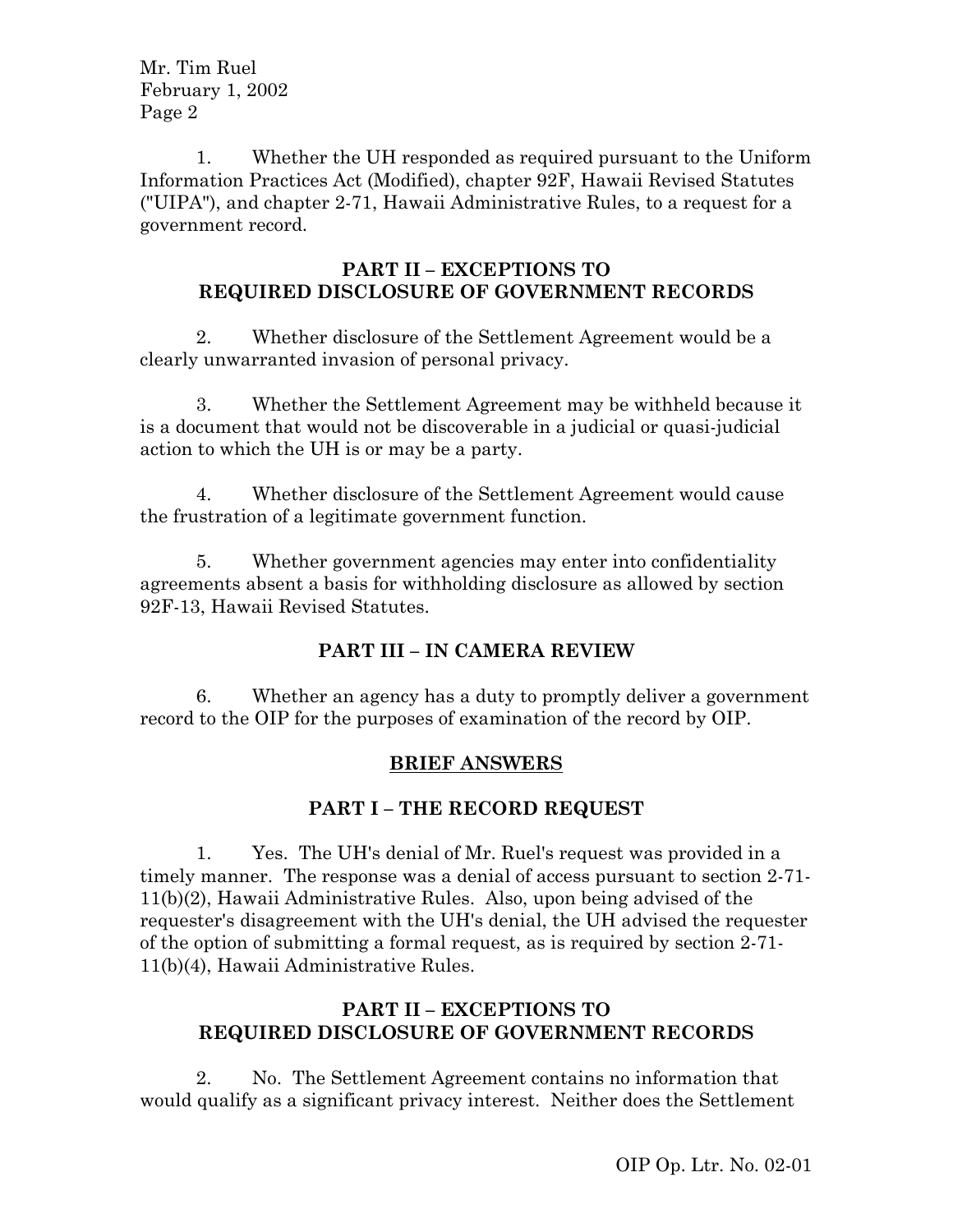1. Whether the UH responded as required pursuant to the Uniform Information Practices Act (Modified), chapter 92F, Hawaii Revised Statutes ("UIPA"), and chapter 2-71, Hawaii Administrative Rules, to a request for a government record.

## PART II – EXCEPTIONS TO REQUIRED DISCLOSURE OF GOVERNMENT RECORDS

2. Whether disclosure of the Settlement Agreement would be a clearly unwarranted invasion of personal privacy.

3. Whether the Settlement Agreement may be withheld because it is a document that would not be discoverable in a judicial or quasi-judicial action to which the UH is or may be a party.

4. Whether disclosure of the Settlement Agreement would cause the frustration of a legitimate government function.

5. Whether government agencies may enter into confidentiality agreements absent a basis for withholding disclosure as allowed by section 92F-13, Hawaii Revised Statutes.

## PART III – IN CAMERA REVIEW

6. Whether an agency has a duty to promptly deliver a government record to the OIP for the purposes of examination of the record by OIP.

## BRIEF ANSWERS

## PART I – THE RECORD REQUEST

1. Yes. The UH's denial of Mr. Ruel's request was provided in a timely manner. The response was a denial of access pursuant to section 2-71-11(b)(2), Hawaii Administrative Rules. Also, upon being advised of the requester's disagreement with the UH's denial, the UH advised the requester of the option of submitting a formal request, as is required by section 2-71-11(b)(4), Hawaii Administrative Rules.

## PART II – EXCEPTIONS TO REQUIRED DISCLOSURE OF GOVERNMENT RECORDS

2. No. The Settlement Agreement contains no information that would qualify as a significant privacy interest. Neither does the Settlement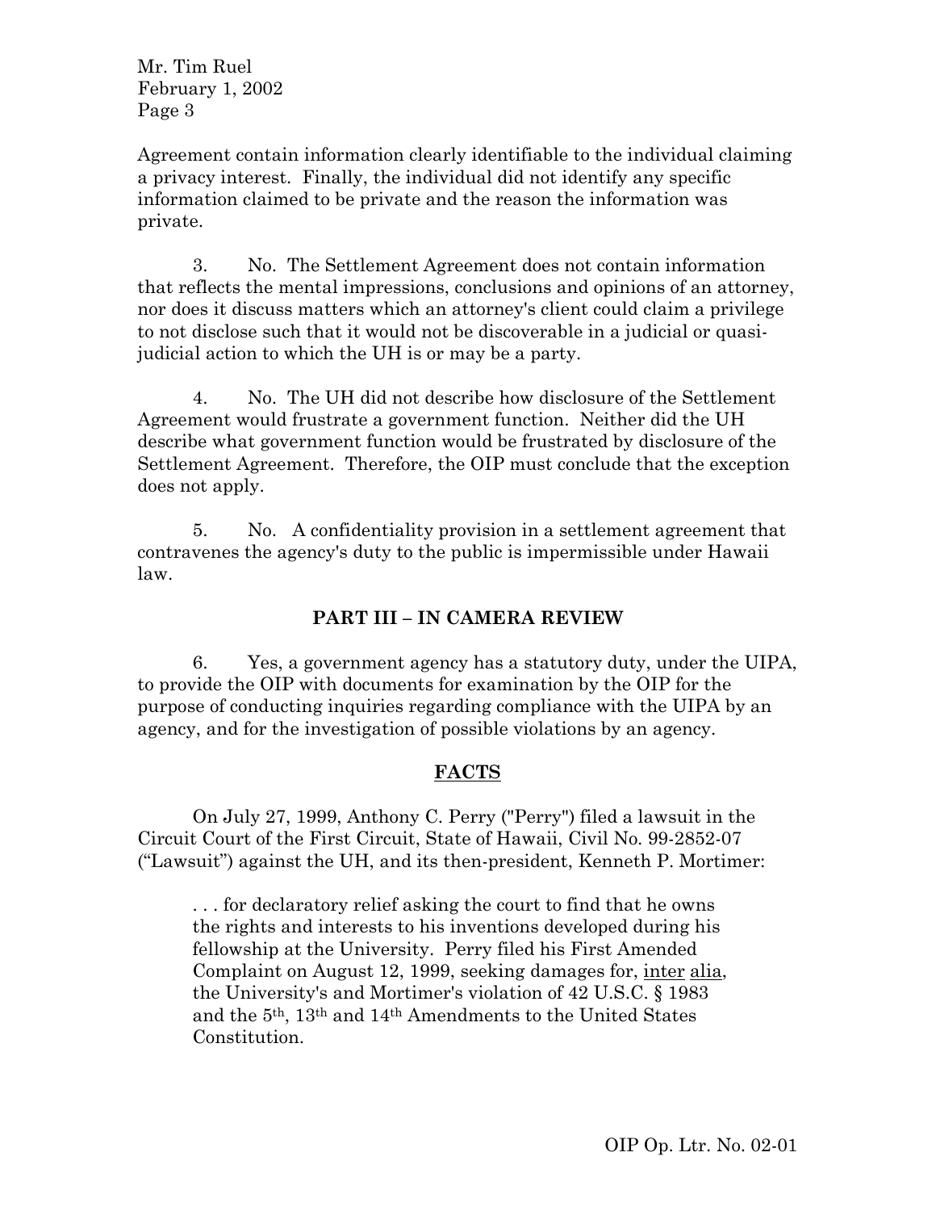Agreement contain information clearly identifiable to the individual claiming a privacy interest. Finally, the individual did not identify any specific information claimed to be private and the reason the information was private.

3. No. The Settlement Agreement does not contain information that reflects the mental impressions, conclusions and opinions of an attorney, nor does it discuss matters which an attorney's client could claim a privilege to not disclose such that it would not be discoverable in a judicial or quasi-judicial action to which the UH is or may be a party.

4. No. The UH did not describe how disclosure of the Settlement Agreement would frustrate a government function. Neither did the UH describe what government function would be frustrated by disclosure of the Settlement Agreement. Therefore, the OIP must conclude that the exception does not apply.

5. No. A confidentiality provision in a settlement agreement that contravenes the agency's duty to the public is impermissible under Hawaii law.

## PART III – IN CAMERA REVIEW

6. Yes, a government agency has a statutory duty, under the UIPA, to provide the OIP with documents for examination by the OIP for the purpose of conducting inquiries regarding compliance with the UIPA by an agency, and for the investigation of possible violations by an agency.

## FACTS

On July 27, 1999, Anthony C. Perry ("Perry") filed a lawsuit in the Circuit Court of the First Circuit, State of Hawaii, Civil No. 99-2852-07 ("Lawsuit") against the UH, and its then-president, Kenneth P. Mortimer:

> . . . for declaratory relief asking the court to find that he owns the rights and interests to his inventions developed during his fellowship at the University. Perry filed his First Amended Complaint on August 12, 1999, seeking damages for, inter alia, the University's and Mortimer's violation of 42 U.S.C. § 1983 and the 5th, 13th and 14th Amendments to the United States Constitution.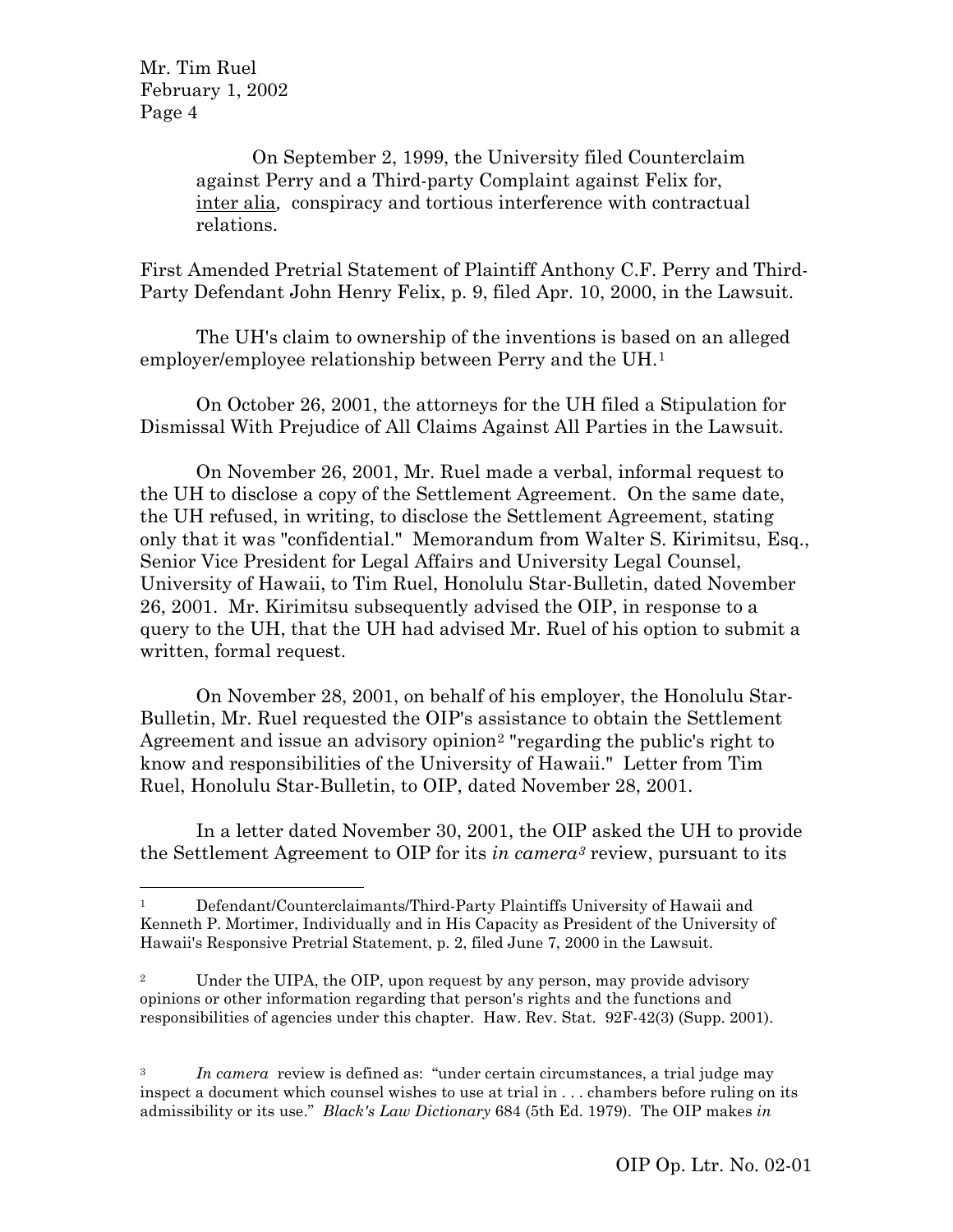On September 2, 1999, the University filed Counterclaim against Perry and a Third-party Complaint against Felix for, inter alia, conspiracy and tortious interference with contractual relations.

First Amended Pretrial Statement of Plaintiff Anthony C.F. Perry and Third-Party Defendant John Henry Felix, p. 9, filed Apr. 10, 2000, in the Lawsuit.

The UH's claim to ownership of the inventions is based on an alleged employer/employee relationship between Perry and the UH.[1]

On October 26, 2001, the attorneys for the UH filed a Stipulation for Dismissal With Prejudice of All Claims Against All Parties in the Lawsuit.

On November 26, 2001, Mr. Ruel made a verbal, informal request to the UH to disclose a copy of the Settlement Agreement. On the same date, the UH refused, in writing, to disclose the Settlement Agreement, stating only that it was "confidential." Memorandum from Walter S. Kirimitsu, Esq., Senior Vice President for Legal Affairs and University Legal Counsel, University of Hawaii, to Tim Ruel, Honolulu Star-Bulletin, dated November 26, 2001. Mr. Kirimitsu subsequently advised the OIP, in response to a query to the UH, that the UH had advised Mr. Ruel of his option to submit a written, formal request.

On November 28, 2001, on behalf of his employer, the Honolulu Star-Bulletin, Mr. Ruel requested the OIP's assistance to obtain the Settlement Agreement and issue an advisory opinion[2] "regarding the public's right to know and responsibilities of the University of Hawaii." Letter from Tim Ruel, Honolulu Star-Bulletin, to OIP, dated November 28, 2001.

In a letter dated November 30, 2001, the OIP asked the UH to provide the Settlement Agreement to OIP for its *in camera*[3] review, pursuant to its

---

[1] Defendant/Counterclaimants/Third-Party Plaintiffs University of Hawaii and Kenneth P. Mortimer, Individually and in His Capacity as President of the University of Hawaii's Responsive Pretrial Statement, p. 2, filed June 7, 2000 in the Lawsuit.

[2] Under the UIPA, the OIP, upon request by any person, may provide advisory opinions or other information regarding that person's rights and the functions and responsibilities of agencies under this chapter. Haw. Rev. Stat. 92F-42(3) (Supp. 2001).

[3] *In camera* review is defined as: "under certain circumstances, a trial judge may inspect a document which counsel wishes to use at trial in . . . chambers before ruling on its admissibility or its use." *Black's Law Dictionary* 684 (5th Ed. 1979). The OIP makes *in*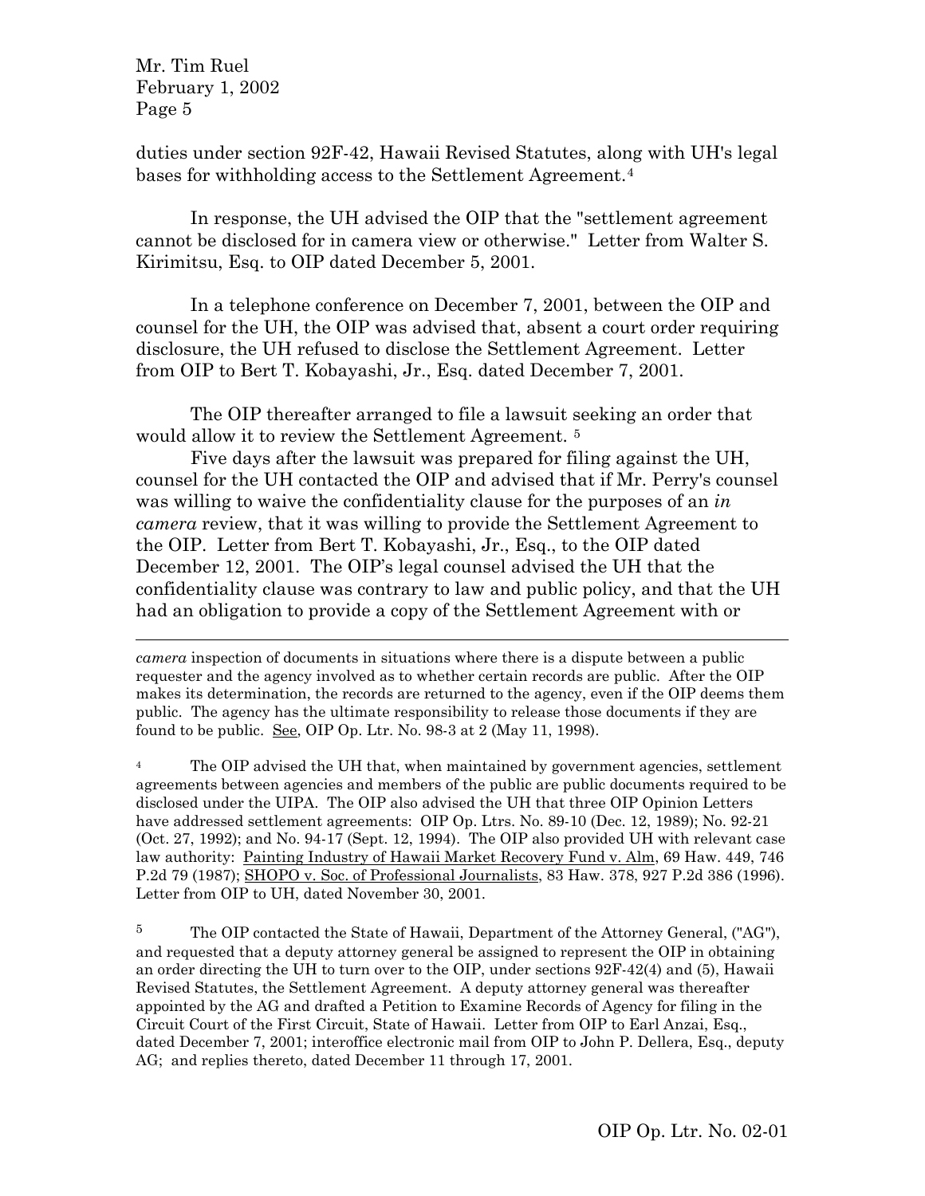duties under section 92F-42, Hawaii Revised Statutes, along with UH's legal bases for withholding access to the Settlement Agreement.[4]

In response, the UH advised the OIP that the "settlement agreement cannot be disclosed for in camera view or otherwise." Letter from Walter S. Kirimitsu, Esq. to OIP dated December 5, 2001.

In a telephone conference on December 7, 2001, between the OIP and counsel for the UH, the OIP was advised that, absent a court order requiring disclosure, the UH refused to disclose the Settlement Agreement. Letter from OIP to Bert T. Kobayashi, Jr., Esq. dated December 7, 2001.

The OIP thereafter arranged to file a lawsuit seeking an order that would allow it to review the Settlement Agreement. [5]

Five days after the lawsuit was prepared for filing against the UH, counsel for the UH contacted the OIP and advised that if Mr. Perry's counsel was willing to waive the confidentiality clause for the purposes of an *in camera* review, that it was willing to provide the Settlement Agreement to the OIP. Letter from Bert T. Kobayashi, Jr., Esq., to the OIP dated December 12, 2001. The OIP's legal counsel advised the UH that the confidentiality clause was contrary to law and public policy, and that the UH had an obligation to provide a copy of the Settlement Agreement with or

---

*camera* inspection of documents in situations where there is a dispute between a public requester and the agency involved as to whether certain records are public. After the OIP makes its determination, the records are returned to the agency, even if the OIP deems them public. The agency has the ultimate responsibility to release those documents if they are found to be public. See, OIP Op. Ltr. No. 98-3 at 2 (May 11, 1998).

[4] The OIP advised the UH that, when maintained by government agencies, settlement agreements between agencies and members of the public are public documents required to be disclosed under the UIPA. The OIP also advised the UH that three OIP Opinion Letters have addressed settlement agreements: OIP Op. Ltrs. No. 89-10 (Dec. 12, 1989); No. 92-21 (Oct. 27, 1992); and No. 94-17 (Sept. 12, 1994). The OIP also provided UH with relevant case law authority: Painting Industry of Hawaii Market Recovery Fund v. Alm, 69 Haw. 449, 746 P.2d 79 (1987); SHOPO v. Soc. of Professional Journalists, 83 Haw. 378, 927 P.2d 386 (1996). Letter from OIP to UH, dated November 30, 2001.

[5] The OIP contacted the State of Hawaii, Department of the Attorney General, ("AG"), and requested that a deputy attorney general be assigned to represent the OIP in obtaining an order directing the UH to turn over to the OIP, under sections 92F-42(4) and (5), Hawaii Revised Statutes, the Settlement Agreement. A deputy attorney general was thereafter appointed by the AG and drafted a Petition to Examine Records of Agency for filing in the Circuit Court of the First Circuit, State of Hawaii. Letter from OIP to Earl Anzai, Esq., dated December 7, 2001; interoffice electronic mail from OIP to John P. Dellera, Esq., deputy AG; and replies thereto, dated December 11 through 17, 2001.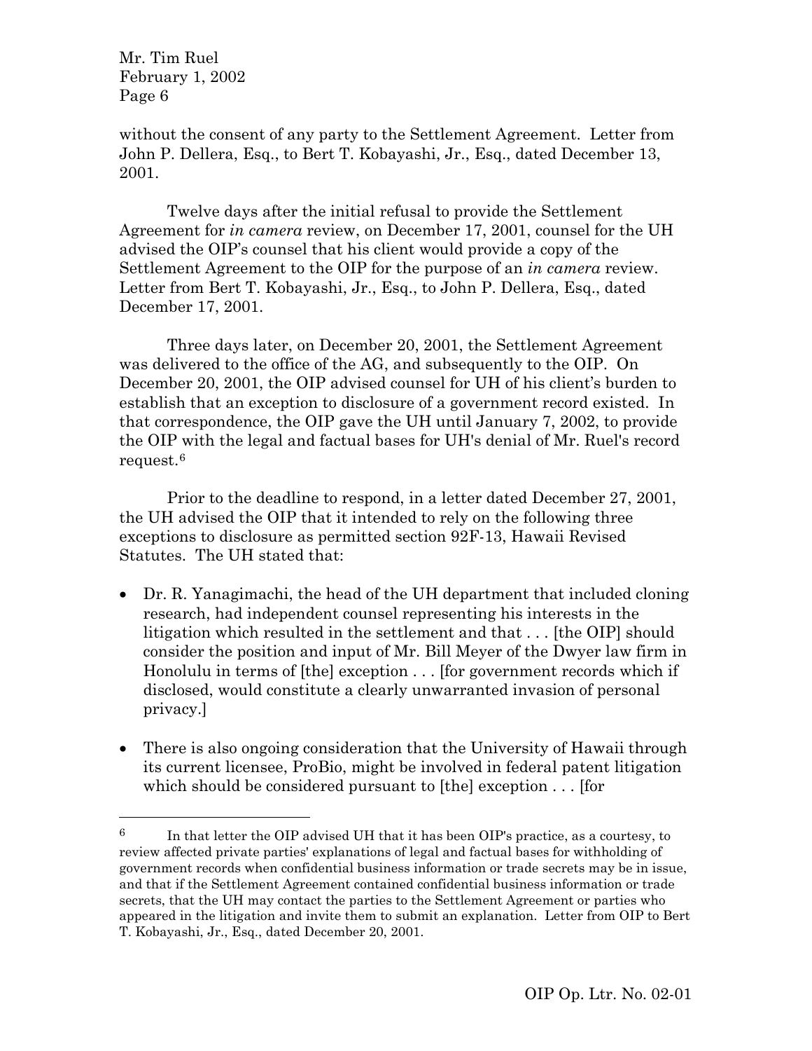without the consent of any party to the Settlement Agreement. Letter from John P. Dellera, Esq., to Bert T. Kobayashi, Jr., Esq., dated December 13, 2001.

Twelve days after the initial refusal to provide the Settlement Agreement for *in camera* review, on December 17, 2001, counsel for the UH advised the OIP's counsel that his client would provide a copy of the Settlement Agreement to the OIP for the purpose of an *in camera* review. Letter from Bert T. Kobayashi, Jr., Esq., to John P. Dellera, Esq., dated December 17, 2001.

Three days later, on December 20, 2001, the Settlement Agreement was delivered to the office of the AG, and subsequently to the OIP. On December 20, 2001, the OIP advised counsel for UH of his client's burden to establish that an exception to disclosure of a government record existed. In that correspondence, the OIP gave the UH until January 7, 2002, to provide the OIP with the legal and factual bases for UH's denial of Mr. Ruel's record request.[6]

Prior to the deadline to respond, in a letter dated December 27, 2001, the UH advised the OIP that it intended to rely on the following three exceptions to disclosure as permitted section 92F-13, Hawaii Revised Statutes. The UH stated that:

- Dr. R. Yanagimachi, the head of the UH department that included cloning research, had independent counsel representing his interests in the litigation which resulted in the settlement and that . . . [the OIP] should consider the position and input of Mr. Bill Meyer of the Dwyer law firm in Honolulu in terms of [the] exception . . . [for government records which if disclosed, would constitute a clearly unwarranted invasion of personal privacy.]
- There is also ongoing consideration that the University of Hawaii through its current licensee, ProBio, might be involved in federal patent litigation which should be considered pursuant to [the] exception . . . [for

---

[6] In that letter the OIP advised UH that it has been OIP's practice, as a courtesy, to review affected private parties' explanations of legal and factual bases for withholding of government records when confidential business information or trade secrets may be in issue, and that if the Settlement Agreement contained confidential business information or trade secrets, that the UH may contact the parties to the Settlement Agreement or parties who appeared in the litigation and invite them to submit an explanation. Letter from OIP to Bert T. Kobayashi, Jr., Esq., dated December 20, 2001.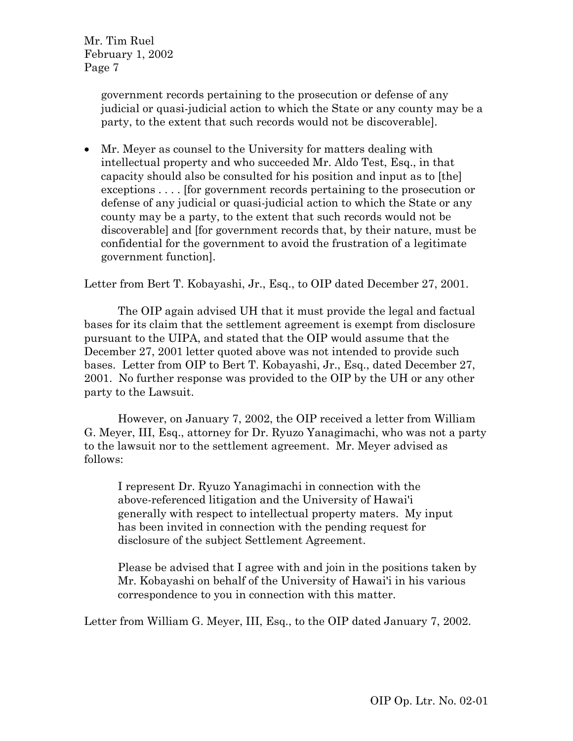government records pertaining to the prosecution or defense of any judicial or quasi-judicial action to which the State or any county may be a party, to the extent that such records would not be discoverable].

- Mr. Meyer as counsel to the University for matters dealing with intellectual property and who succeeded Mr. Aldo Test, Esq., in that capacity should also be consulted for his position and input as to [the] exceptions . . . . [for government records pertaining to the prosecution or defense of any judicial or quasi-judicial action to which the State or any county may be a party, to the extent that such records would not be discoverable] and [for government records that, by their nature, must be confidential for the government to avoid the frustration of a legitimate government function].

Letter from Bert T. Kobayashi, Jr., Esq., to OIP dated December 27, 2001.

The OIP again advised UH that it must provide the legal and factual bases for its claim that the settlement agreement is exempt from disclosure pursuant to the UIPA, and stated that the OIP would assume that the December 27, 2001 letter quoted above was not intended to provide such bases. Letter from OIP to Bert T. Kobayashi, Jr., Esq., dated December 27, 2001. No further response was provided to the OIP by the UH or any other party to the Lawsuit.

However, on January 7, 2002, the OIP received a letter from William G. Meyer, III, Esq., attorney for Dr. Ryuzo Yanagimachi, who was not a party to the lawsuit nor to the settlement agreement. Mr. Meyer advised as follows:

> I represent Dr. Ryuzo Yanagimachi in connection with the above-referenced litigation and the University of Hawai'i generally with respect to intellectual property maters. My input has been invited in connection with the pending request for disclosure of the subject Settlement Agreement.
>
> Please be advised that I agree with and join in the positions taken by Mr. Kobayashi on behalf of the University of Hawai'i in his various correspondence to you in connection with this matter.

Letter from William G. Meyer, III, Esq., to the OIP dated January 7, 2002.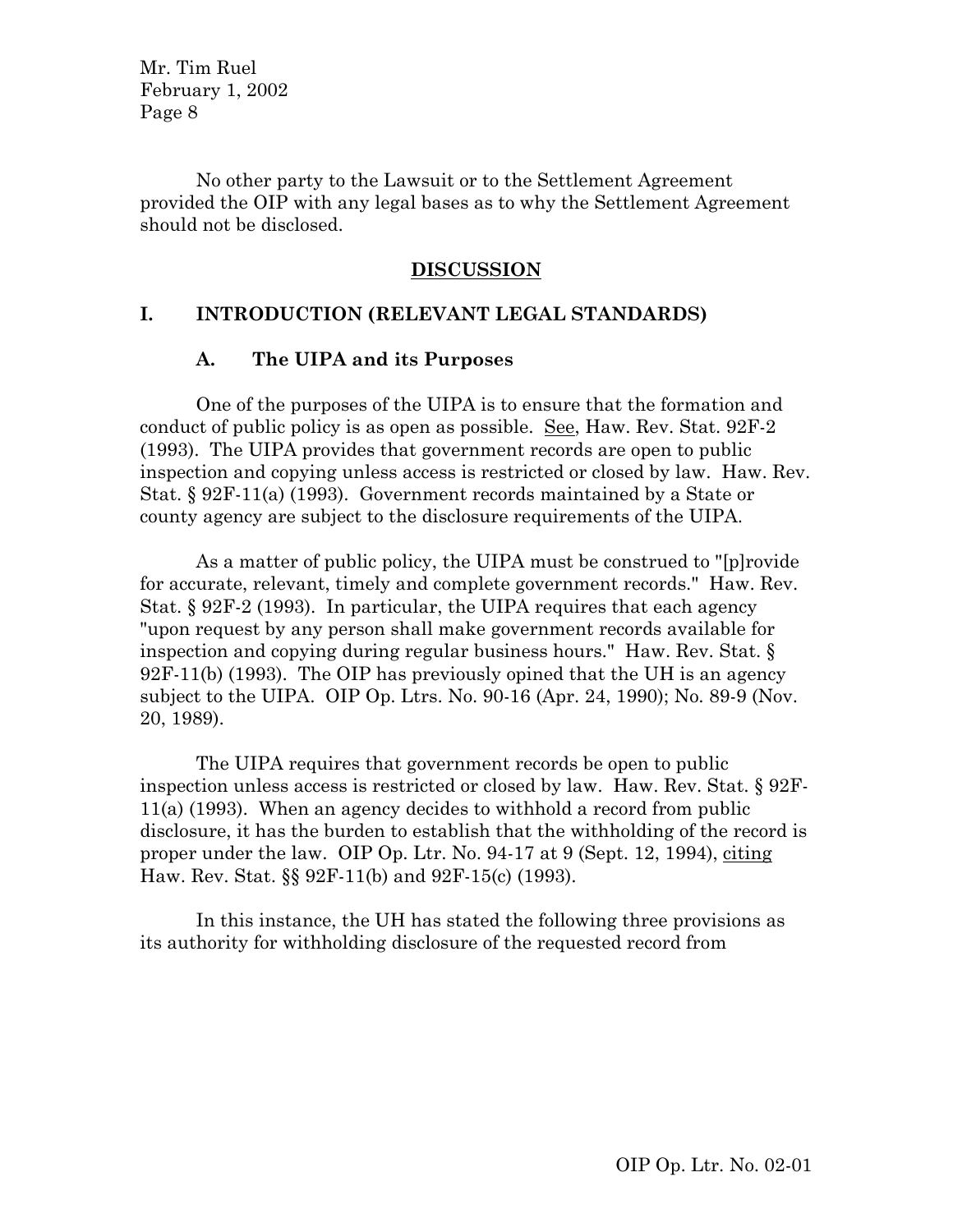No other party to the Lawsuit or to the Settlement Agreement provided the OIP with any legal bases as to why the Settlement Agreement should not be disclosed.

## DISCUSSION

### I. INTRODUCTION (RELEVANT LEGAL STANDARDS)

#### A. The UIPA and its Purposes

One of the purposes of the UIPA is to ensure that the formation and conduct of public policy is as open as possible. See, Haw. Rev. Stat. 92F-2 (1993). The UIPA provides that government records are open to public inspection and copying unless access is restricted or closed by law. Haw. Rev. Stat. § 92F-11(a) (1993). Government records maintained by a State or county agency are subject to the disclosure requirements of the UIPA.

As a matter of public policy, the UIPA must be construed to "[p]rovide for accurate, relevant, timely and complete government records." Haw. Rev. Stat. § 92F-2 (1993). In particular, the UIPA requires that each agency "upon request by any person shall make government records available for inspection and copying during regular business hours." Haw. Rev. Stat. § 92F-11(b) (1993). The OIP has previously opined that the UH is an agency subject to the UIPA. OIP Op. Ltrs. No. 90-16 (Apr. 24, 1990); No. 89-9 (Nov. 20, 1989).

The UIPA requires that government records be open to public inspection unless access is restricted or closed by law. Haw. Rev. Stat. § 92F-11(a) (1993). When an agency decides to withhold a record from public disclosure, it has the burden to establish that the withholding of the record is proper under the law. OIP Op. Ltr. No. 94-17 at 9 (Sept. 12, 1994), citing Haw. Rev. Stat. §§ 92F-11(b) and 92F-15(c) (1993).

In this instance, the UH has stated the following three provisions as its authority for withholding disclosure of the requested record from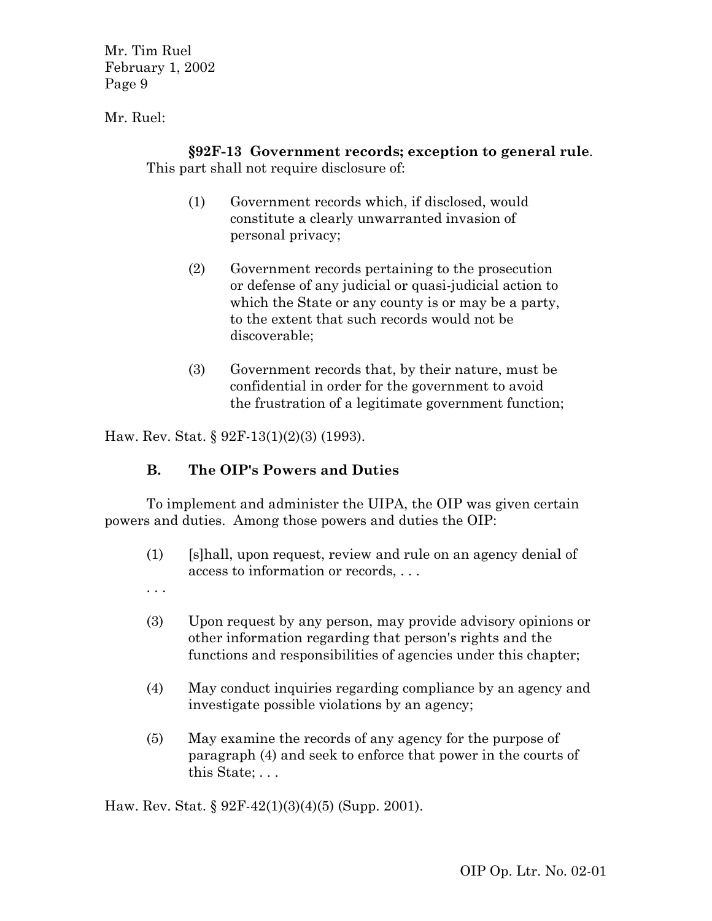Mr. Ruel:

> **§92F-13 Government records; exception to general rule**. This part shall not require disclosure of:
>
> (1) Government records which, if disclosed, would constitute a clearly unwarranted invasion of personal privacy;
>
> (2) Government records pertaining to the prosecution or defense of any judicial or quasi-judicial action to which the State or any county is or may be a party, to the extent that such records would not be discoverable;
>
> (3) Government records that, by their nature, must be confidential in order for the government to avoid the frustration of a legitimate government function;

Haw. Rev. Stat. § 92F-13(1)(2)(3) (1993).

### B. The OIP's Powers and Duties

To implement and administer the UIPA, the OIP was given certain powers and duties. Among those powers and duties the OIP:

> (1) [s]hall, upon request, review and rule on an agency denial of access to information or records, . . .
>
> . . .
>
> (3) Upon request by any person, may provide advisory opinions or other information regarding that person's rights and the functions and responsibilities of agencies under this chapter;
>
> (4) May conduct inquiries regarding compliance by an agency and investigate possible violations by an agency;
>
> (5) May examine the records of any agency for the purpose of paragraph (4) and seek to enforce that power in the courts of this State; . . .

Haw. Rev. Stat. § 92F-42(1)(3)(4)(5) (Supp. 2001).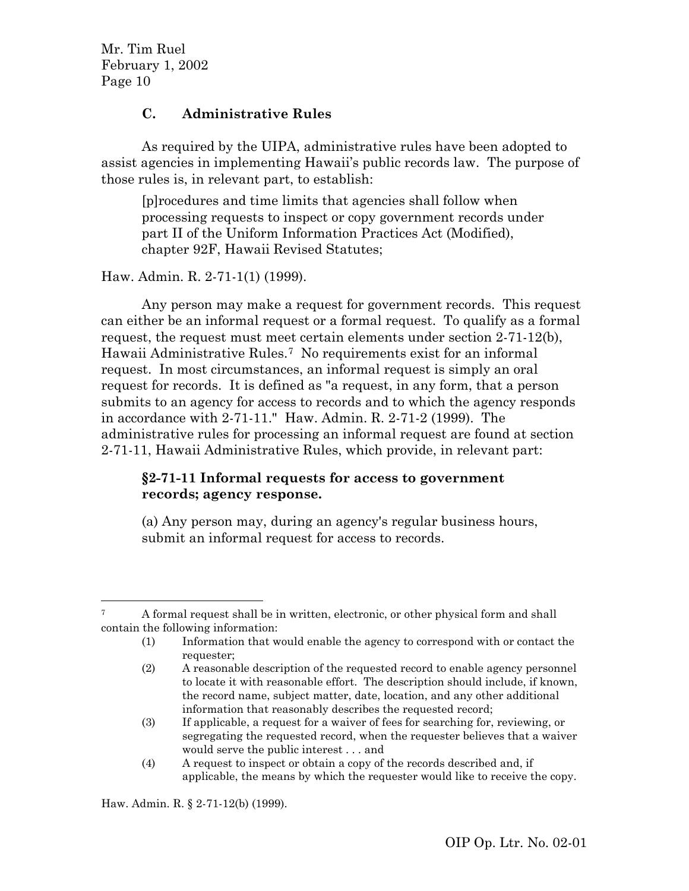### C. Administrative Rules

As required by the UIPA, administrative rules have been adopted to assist agencies in implementing Hawaii's public records law. The purpose of those rules is, in relevant part, to establish:

> [p]rocedures and time limits that agencies shall follow when processing requests to inspect or copy government records under part II of the Uniform Information Practices Act (Modified), chapter 92F, Hawaii Revised Statutes;

Haw. Admin. R. 2-71-1(1) (1999).

Any person may make a request for government records. This request can either be an informal request or a formal request. To qualify as a formal request, the request must meet certain elements under section 2-71-12(b), Hawaii Administrative Rules.[7] No requirements exist for an informal request. In most circumstances, an informal request is simply an oral request for records. It is defined as "a request, in any form, that a person submits to an agency for access to records and to which the agency responds in accordance with 2-71-11." Haw. Admin. R. 2-71-2 (1999). The administrative rules for processing an informal request are found at section 2-71-11, Hawaii Administrative Rules, which provide, in relevant part:

> **§2-71-11 Informal requests for access to government records; agency response.**
>
> (a) Any person may, during an agency's regular business hours, submit an informal request for access to records.

---

[7] A formal request shall be in written, electronic, or other physical form and shall contain the following information:

(1) Information that would enable the agency to correspond with or contact the requester;

(2) A reasonable description of the requested record to enable agency personnel to locate it with reasonable effort. The description should include, if known, the record name, subject matter, date, location, and any other additional information that reasonably describes the requested record;

(3) If applicable, a request for a waiver of fees for searching for, reviewing, or segregating the requested record, when the requester believes that a waiver would serve the public interest . . . and

(4) A request to inspect or obtain a copy of the records described and, if applicable, the means by which the requester would like to receive the copy.

Haw. Admin. R. § 2-71-12(b) (1999).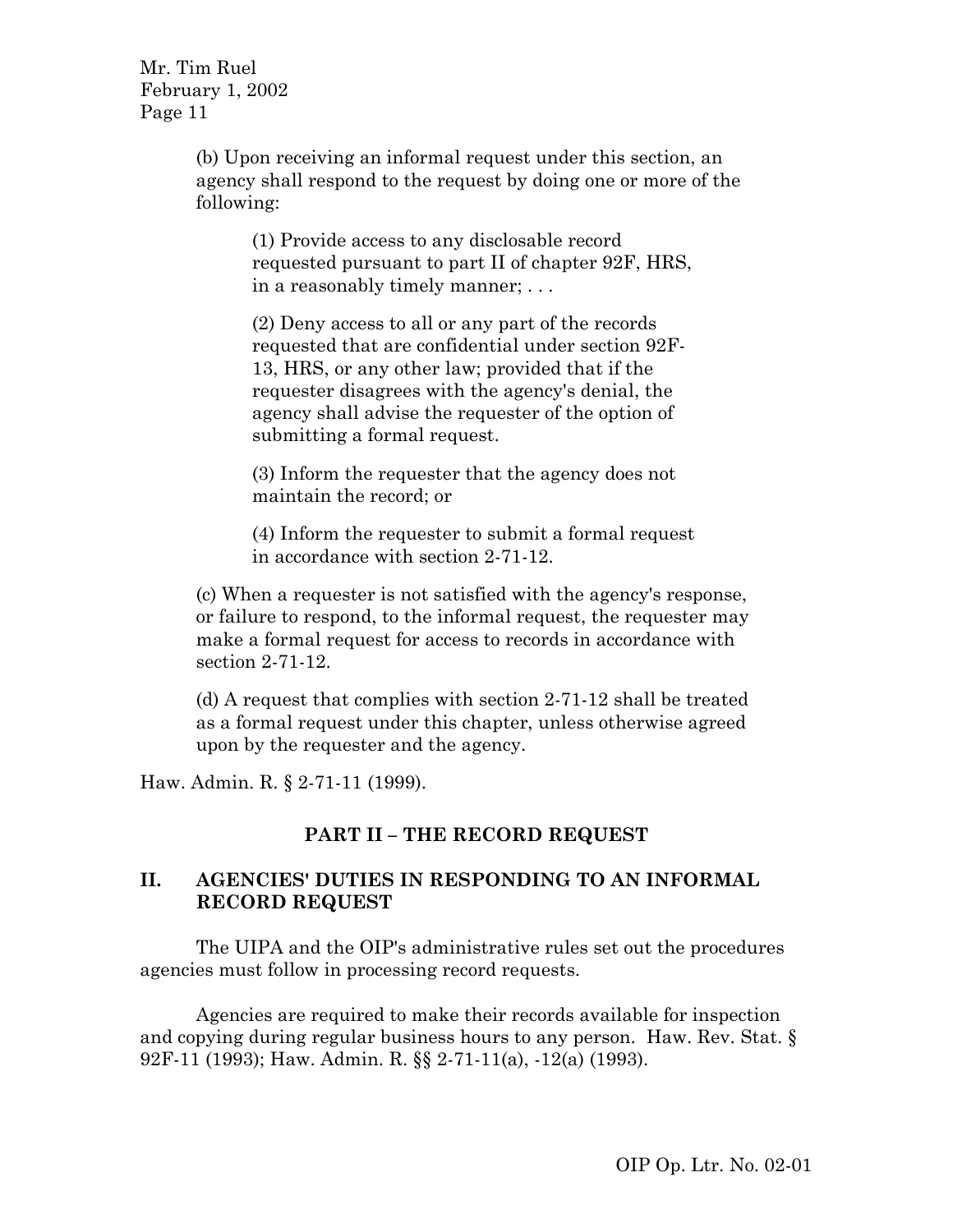> (b) Upon receiving an informal request under this section, an agency shall respond to the request by doing one or more of the following:
>
> > (1) Provide access to any disclosable record requested pursuant to part II of chapter 92F, HRS, in a reasonably timely manner; . . .
> >
> > (2) Deny access to all or any part of the records requested that are confidential under section 92F-13, HRS, or any other law; provided that if the requester disagrees with the agency's denial, the agency shall advise the requester of the option of submitting a formal request.
> >
> > (3) Inform the requester that the agency does not maintain the record; or
> >
> > (4) Inform the requester to submit a formal request in accordance with section 2-71-12.
>
> (c) When a requester is not satisfied with the agency's response, or failure to respond, to the informal request, the requester may make a formal request for access to records in accordance with section 2-71-12.
>
> (d) A request that complies with section 2-71-12 shall be treated as a formal request under this chapter, unless otherwise agreed upon by the requester and the agency.

Haw. Admin. R. § 2-71-11 (1999).

## PART II – THE RECORD REQUEST

## II. AGENCIES' DUTIES IN RESPONDING TO AN INFORMAL RECORD REQUEST

The UIPA and the OIP's administrative rules set out the procedures agencies must follow in processing record requests.

Agencies are required to make their records available for inspection and copying during regular business hours to any person. Haw. Rev. Stat. § 92F-11 (1993); Haw. Admin. R. §§ 2-71-11(a), -12(a) (1993).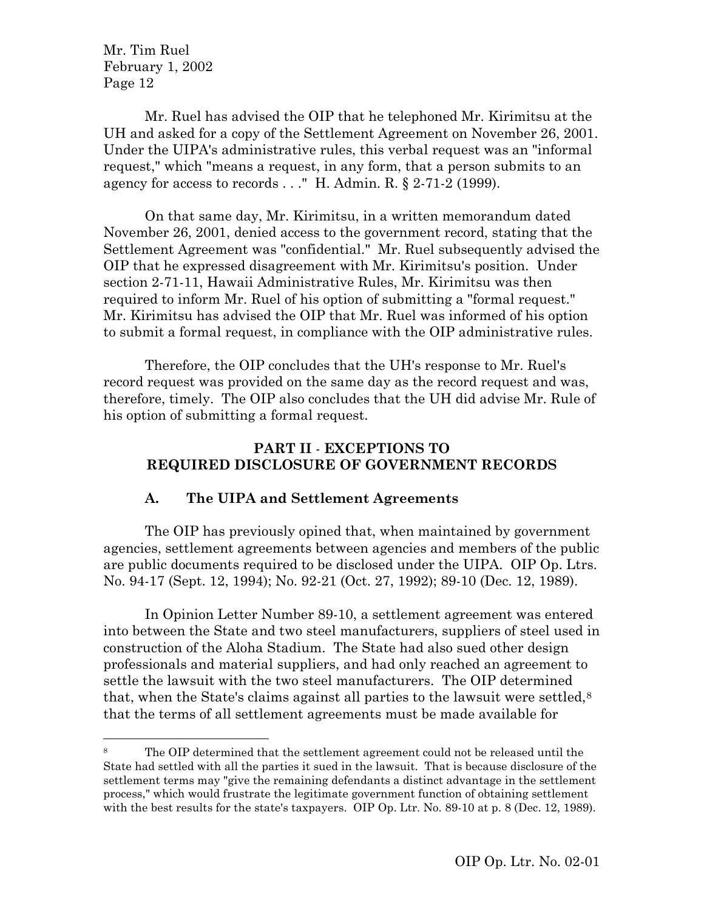Mr. Ruel has advised the OIP that he telephoned Mr. Kirimitsu at the UH and asked for a copy of the Settlement Agreement on November 26, 2001. Under the UIPA's administrative rules, this verbal request was an "informal request," which "means a request, in any form, that a person submits to an agency for access to records . . ." H. Admin. R. § 2-71-2 (1999).

On that same day, Mr. Kirimitsu, in a written memorandum dated November 26, 2001, denied access to the government record, stating that the Settlement Agreement was "confidential." Mr. Ruel subsequently advised the OIP that he expressed disagreement with Mr. Kirimitsu's position. Under section 2-71-11, Hawaii Administrative Rules, Mr. Kirimitsu was then required to inform Mr. Ruel of his option of submitting a "formal request." Mr. Kirimitsu has advised the OIP that Mr. Ruel was informed of his option to submit a formal request, in compliance with the OIP administrative rules.

Therefore, the OIP concludes that the UH's response to Mr. Ruel's record request was provided on the same day as the record request and was, therefore, timely. The OIP also concludes that the UH did advise Mr. Rule of his option of submitting a formal request.

## PART II - EXCEPTIONS TO REQUIRED DISCLOSURE OF GOVERNMENT RECORDS

### A. The UIPA and Settlement Agreements

The OIP has previously opined that, when maintained by government agencies, settlement agreements between agencies and members of the public are public documents required to be disclosed under the UIPA. OIP Op. Ltrs. No. 94-17 (Sept. 12, 1994); No. 92-21 (Oct. 27, 1992); 89-10 (Dec. 12, 1989).

In Opinion Letter Number 89-10, a settlement agreement was entered into between the State and two steel manufacturers, suppliers of steel used in construction of the Aloha Stadium. The State had also sued other design professionals and material suppliers, and had only reached an agreement to settle the lawsuit with the two steel manufacturers. The OIP determined that, when the State's claims against all parties to the lawsuit were settled,[8] that the terms of all settlement agreements must be made available for

---

[8] The OIP determined that the settlement agreement could not be released until the State had settled with all the parties it sued in the lawsuit. That is because disclosure of the settlement terms may "give the remaining defendants a distinct advantage in the settlement process," which would frustrate the legitimate government function of obtaining settlement with the best results for the state's taxpayers. OIP Op. Ltr. No. 89-10 at p. 8 (Dec. 12, 1989).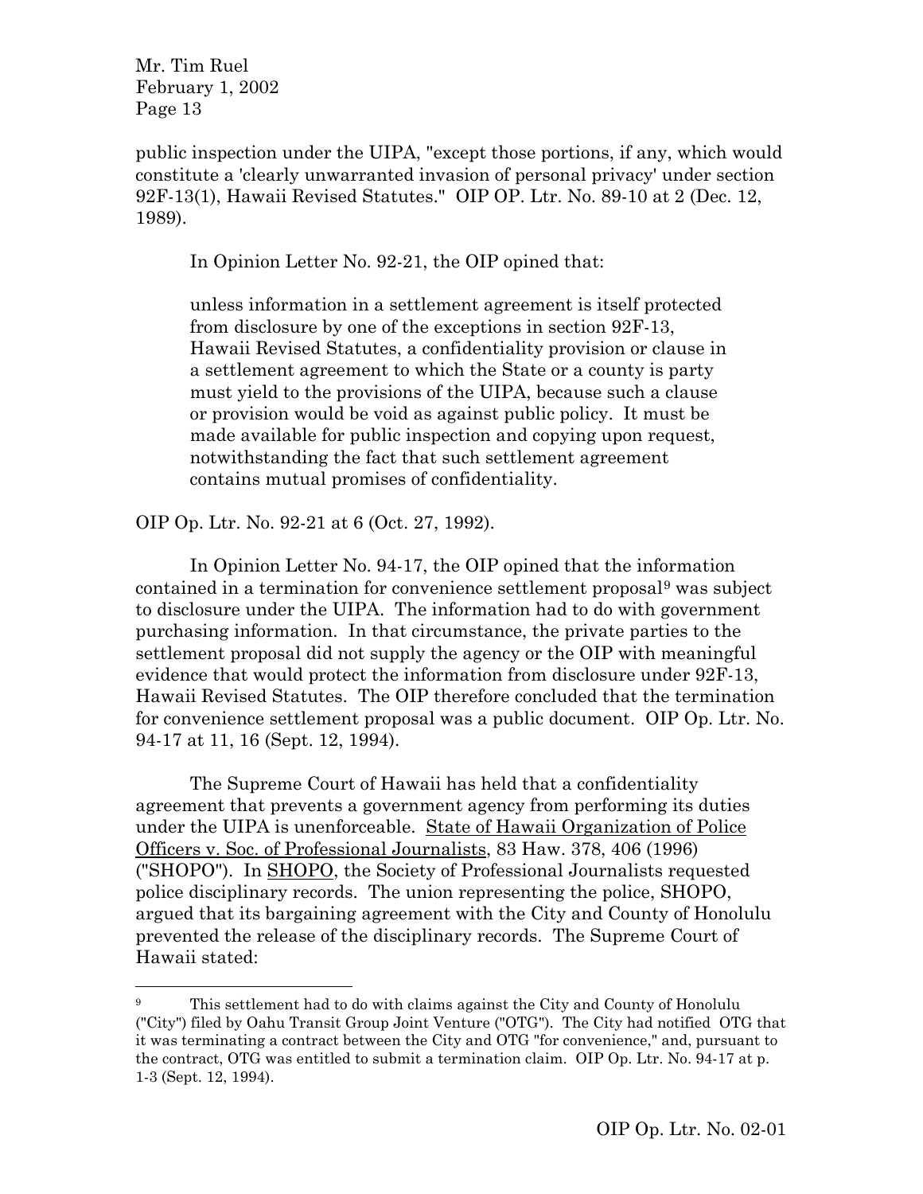public inspection under the UIPA, "except those portions, if any, which would constitute a 'clearly unwarranted invasion of personal privacy' under section 92F-13(1), Hawaii Revised Statutes." OIP OP. Ltr. No. 89-10 at 2 (Dec. 12, 1989).

In Opinion Letter No. 92-21, the OIP opined that:

> unless information in a settlement agreement is itself protected from disclosure by one of the exceptions in section 92F-13, Hawaii Revised Statutes, a confidentiality provision or clause in a settlement agreement to which the State or a county is party must yield to the provisions of the UIPA, because such a clause or provision would be void as against public policy. It must be made available for public inspection and copying upon request, notwithstanding the fact that such settlement agreement contains mutual promises of confidentiality.

OIP Op. Ltr. No. 92-21 at 6 (Oct. 27, 1992).

In Opinion Letter No. 94-17, the OIP opined that the information contained in a termination for convenience settlement proposal[9] was subject to disclosure under the UIPA. The information had to do with government purchasing information. In that circumstance, the private parties to the settlement proposal did not supply the agency or the OIP with meaningful evidence that would protect the information from disclosure under 92F-13, Hawaii Revised Statutes. The OIP therefore concluded that the termination for convenience settlement proposal was a public document. OIP Op. Ltr. No. 94-17 at 11, 16 (Sept. 12, 1994).

The Supreme Court of Hawaii has held that a confidentiality agreement that prevents a government agency from performing its duties under the UIPA is unenforceable. <u>State of Hawaii Organization of Police Officers v. Soc. of Professional Journalists</u>, 83 Haw. 378, 406 (1996) ("SHOPO"). In <u>SHOPO</u>, the Society of Professional Journalists requested police disciplinary records. The union representing the police, SHOPO, argued that its bargaining agreement with the City and County of Honolulu prevented the release of the disciplinary records. The Supreme Court of Hawaii stated:

---

[9] This settlement had to do with claims against the City and County of Honolulu ("City") filed by Oahu Transit Group Joint Venture ("OTG"). The City had notified OTG that it was terminating a contract between the City and OTG "for convenience," and, pursuant to the contract, OTG was entitled to submit a termination claim. OIP Op. Ltr. No. 94-17 at p. 1-3 (Sept. 12, 1994).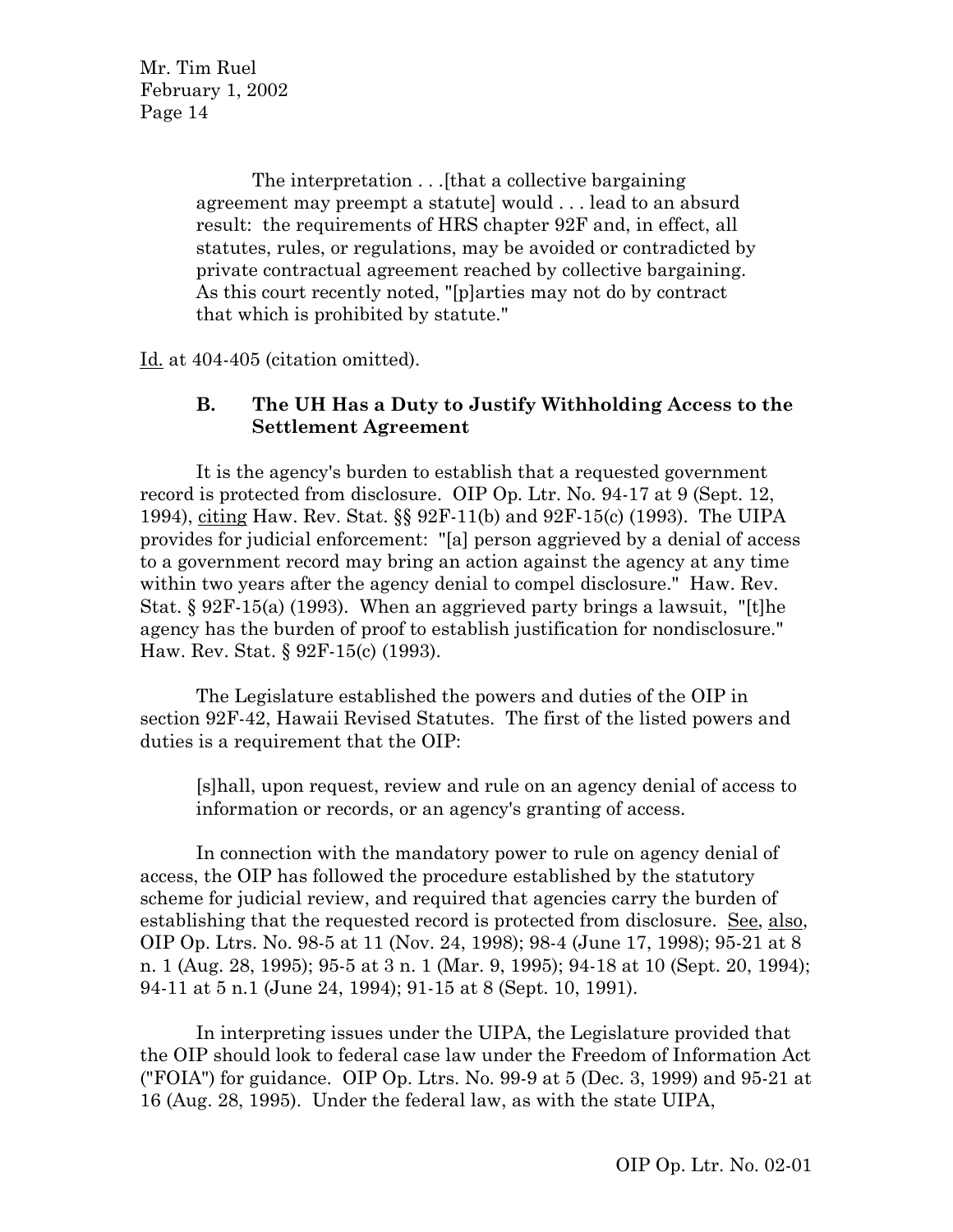> The interpretation . . .[that a collective bargaining agreement may preempt a statute] would . . . lead to an absurd result: the requirements of HRS chapter 92F and, in effect, all statutes, rules, or regulations, may be avoided or contradicted by private contractual agreement reached by collective bargaining. As this court recently noted, "[p]arties may not do by contract that which is prohibited by statute."

Id. at 404-405 (citation omitted).

### B. The UH Has a Duty to Justify Withholding Access to the Settlement Agreement

It is the agency's burden to establish that a requested government record is protected from disclosure. OIP Op. Ltr. No. 94-17 at 9 (Sept. 12, 1994), citing Haw. Rev. Stat. §§ 92F-11(b) and 92F-15(c) (1993). The UIPA provides for judicial enforcement: "[a] person aggrieved by a denial of access to a government record may bring an action against the agency at any time within two years after the agency denial to compel disclosure." Haw. Rev. Stat. § 92F-15(a) (1993). When an aggrieved party brings a lawsuit, "[t]he agency has the burden of proof to establish justification for nondisclosure." Haw. Rev. Stat. § 92F-15(c) (1993).

The Legislature established the powers and duties of the OIP in section 92F-42, Hawaii Revised Statutes. The first of the listed powers and duties is a requirement that the OIP:

> [s]hall, upon request, review and rule on an agency denial of access to information or records, or an agency's granting of access.

In connection with the mandatory power to rule on agency denial of access, the OIP has followed the procedure established by the statutory scheme for judicial review, and required that agencies carry the burden of establishing that the requested record is protected from disclosure. See, also, OIP Op. Ltrs. No. 98-5 at 11 (Nov. 24, 1998); 98-4 (June 17, 1998); 95-21 at 8 n. 1 (Aug. 28, 1995); 95-5 at 3 n. 1 (Mar. 9, 1995); 94-18 at 10 (Sept. 20, 1994); 94-11 at 5 n.1 (June 24, 1994); 91-15 at 8 (Sept. 10, 1991).

In interpreting issues under the UIPA, the Legislature provided that the OIP should look to federal case law under the Freedom of Information Act ("FOIA") for guidance. OIP Op. Ltrs. No. 99-9 at 5 (Dec. 3, 1999) and 95-21 at 16 (Aug. 28, 1995). Under the federal law, as with the state UIPA,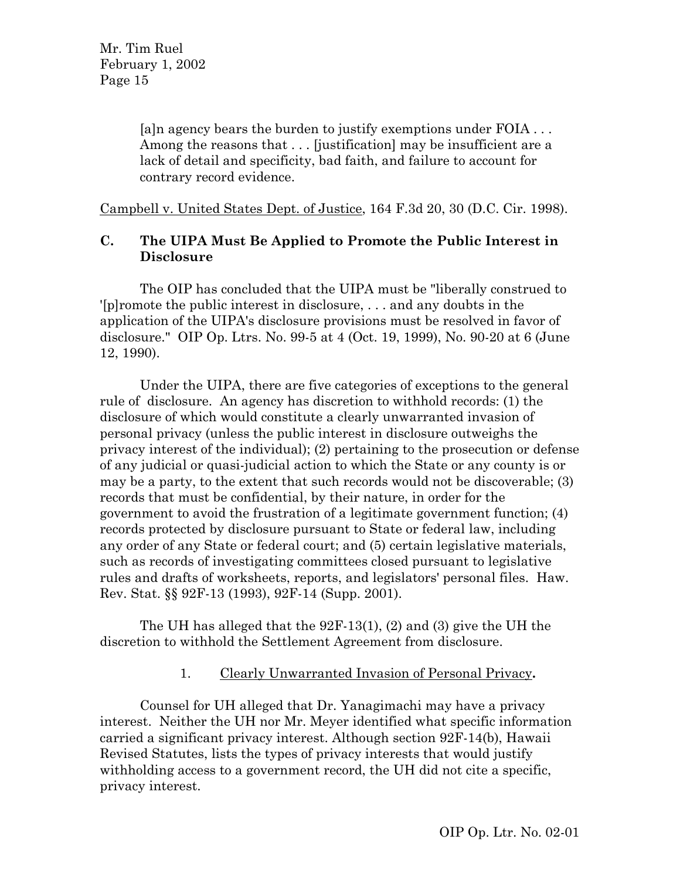> [a]n agency bears the burden to justify exemptions under FOIA . . . Among the reasons that . . . [justification] may be insufficient are a lack of detail and specificity, bad faith, and failure to account for contrary record evidence.

Campbell v. United States Dept. of Justice, 164 F.3d 20, 30 (D.C. Cir. 1998).

## C. The UIPA Must Be Applied to Promote the Public Interest in Disclosure

The OIP has concluded that the UIPA must be "liberally construed to '[p]romote the public interest in disclosure, . . . and any doubts in the application of the UIPA's disclosure provisions must be resolved in favor of disclosure." OIP Op. Ltrs. No. 99-5 at 4 (Oct. 19, 1999), No. 90-20 at 6 (June 12, 1990).

Under the UIPA, there are five categories of exceptions to the general rule of disclosure. An agency has discretion to withhold records: (1) the disclosure of which would constitute a clearly unwarranted invasion of personal privacy (unless the public interest in disclosure outweighs the privacy interest of the individual); (2) pertaining to the prosecution or defense of any judicial or quasi-judicial action to which the State or any county is or may be a party, to the extent that such records would not be discoverable; (3) records that must be confidential, by their nature, in order for the government to avoid the frustration of a legitimate government function; (4) records protected by disclosure pursuant to State or federal law, including any order of any State or federal court; and (5) certain legislative materials, such as records of investigating committees closed pursuant to legislative rules and drafts of worksheets, reports, and legislators' personal files. Haw. Rev. Stat. §§ 92F-13 (1993), 92F-14 (Supp. 2001).

The UH has alleged that the 92F-13(1), (2) and (3) give the UH the discretion to withhold the Settlement Agreement from disclosure.

### 1. Clearly Unwarranted Invasion of Personal Privacy.

Counsel for UH alleged that Dr. Yanagimachi may have a privacy interest. Neither the UH nor Mr. Meyer identified what specific information carried a significant privacy interest. Although section 92F-14(b), Hawaii Revised Statutes, lists the types of privacy interests that would justify withholding access to a government record, the UH did not cite a specific, privacy interest.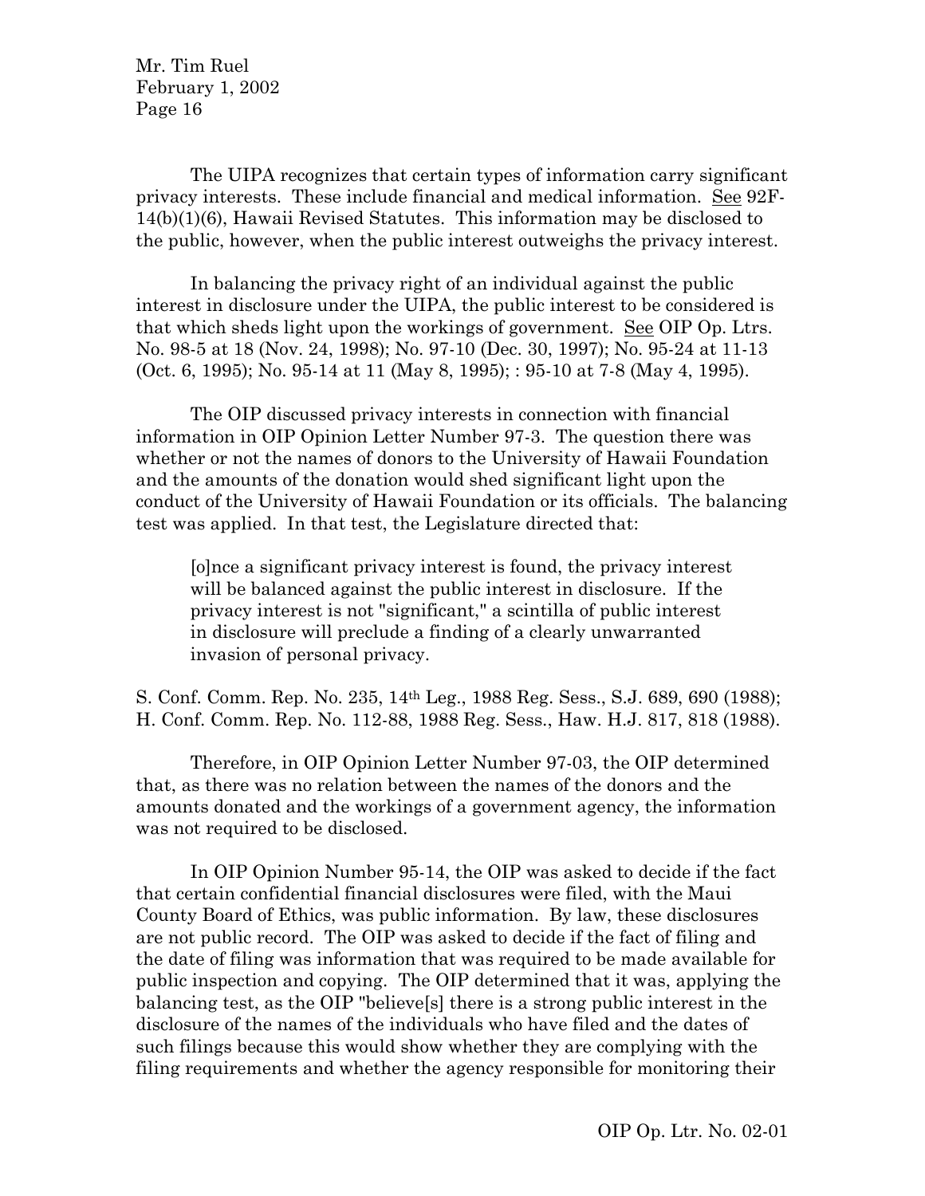The UIPA recognizes that certain types of information carry significant privacy interests. These include financial and medical information. See 92F-14(b)(1)(6), Hawaii Revised Statutes. This information may be disclosed to the public, however, when the public interest outweighs the privacy interest.

In balancing the privacy right of an individual against the public interest in disclosure under the UIPA, the public interest to be considered is that which sheds light upon the workings of government. See OIP Op. Ltrs. No. 98-5 at 18 (Nov. 24, 1998); No. 97-10 (Dec. 30, 1997); No. 95-24 at 11-13 (Oct. 6, 1995); No. 95-14 at 11 (May 8, 1995); : 95-10 at 7-8 (May 4, 1995).

The OIP discussed privacy interests in connection with financial information in OIP Opinion Letter Number 97-3. The question there was whether or not the names of donors to the University of Hawaii Foundation and the amounts of the donation would shed significant light upon the conduct of the University of Hawaii Foundation or its officials. The balancing test was applied. In that test, the Legislature directed that:

> [o]nce a significant privacy interest is found, the privacy interest will be balanced against the public interest in disclosure. If the privacy interest is not "significant," a scintilla of public interest in disclosure will preclude a finding of a clearly unwarranted invasion of personal privacy.

S. Conf. Comm. Rep. No. 235, 14th Leg., 1988 Reg. Sess., S.J. 689, 690 (1988); H. Conf. Comm. Rep. No. 112-88, 1988 Reg. Sess., Haw. H.J. 817, 818 (1988).

Therefore, in OIP Opinion Letter Number 97-03, the OIP determined that, as there was no relation between the names of the donors and the amounts donated and the workings of a government agency, the information was not required to be disclosed.

In OIP Opinion Number 95-14, the OIP was asked to decide if the fact that certain confidential financial disclosures were filed, with the Maui County Board of Ethics, was public information. By law, these disclosures are not public record. The OIP was asked to decide if the fact of filing and the date of filing was information that was required to be made available for public inspection and copying. The OIP determined that it was, applying the balancing test, as the OIP "believe[s] there is a strong public interest in the disclosure of the names of the individuals who have filed and the dates of such filings because this would show whether they are complying with the filing requirements and whether the agency responsible for monitoring their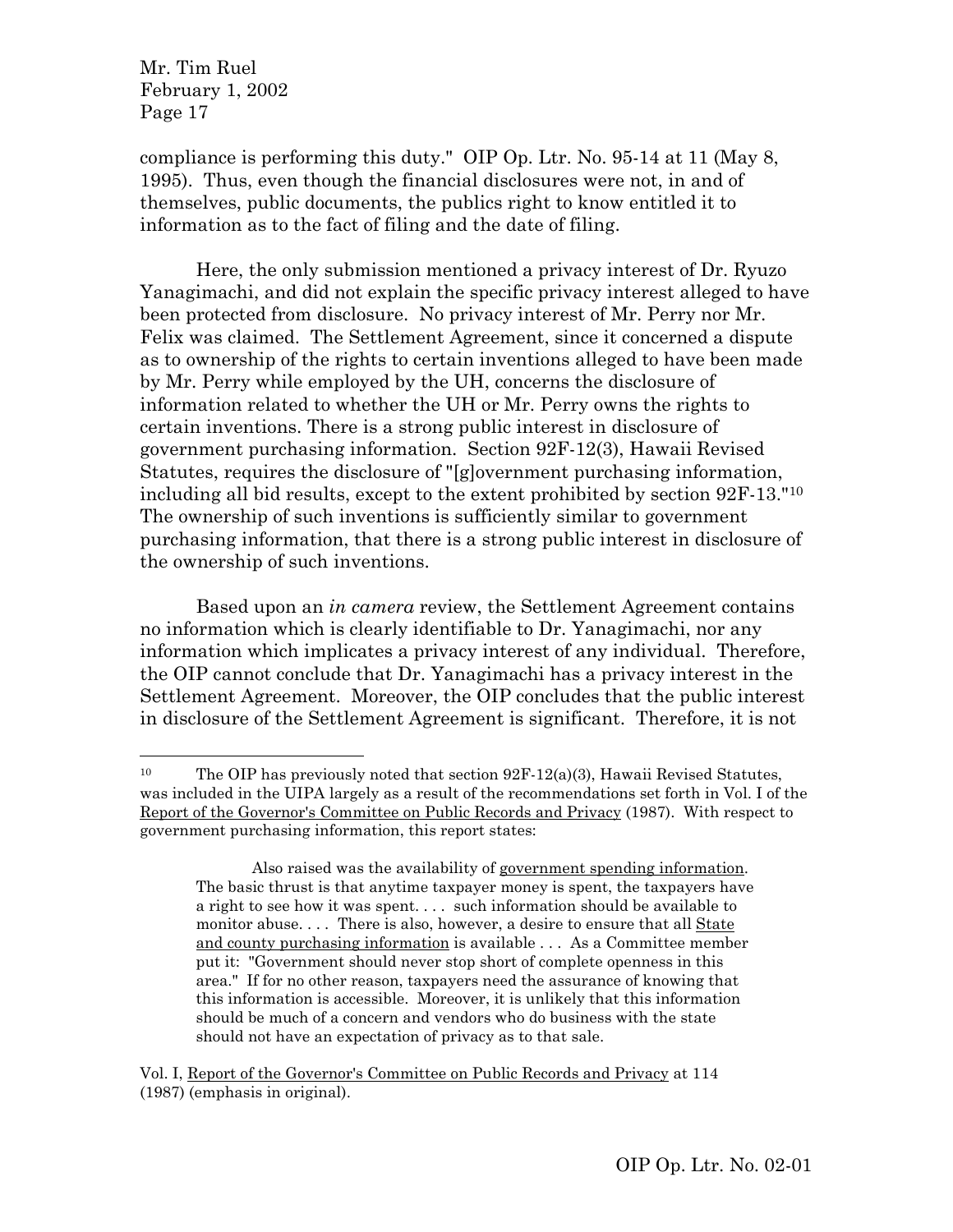compliance is performing this duty." OIP Op. Ltr. No. 95-14 at 11 (May 8, 1995). Thus, even though the financial disclosures were not, in and of themselves, public documents, the publics right to know entitled it to information as to the fact of filing and the date of filing.

Here, the only submission mentioned a privacy interest of Dr. Ryuzo Yanagimachi, and did not explain the specific privacy interest alleged to have been protected from disclosure. No privacy interest of Mr. Perry nor Mr. Felix was claimed. The Settlement Agreement, since it concerned a dispute as to ownership of the rights to certain inventions alleged to have been made by Mr. Perry while employed by the UH, concerns the disclosure of information related to whether the UH or Mr. Perry owns the rights to certain inventions. There is a strong public interest in disclosure of government purchasing information. Section 92F-12(3), Hawaii Revised Statutes, requires the disclosure of "[g]overnment purchasing information, including all bid results, except to the extent prohibited by section 92F-13."[10] The ownership of such inventions is sufficiently similar to government purchasing information, that there is a strong public interest in disclosure of the ownership of such inventions.

Based upon an *in camera* review, the Settlement Agreement contains no information which is clearly identifiable to Dr. Yanagimachi, nor any information which implicates a privacy interest of any individual. Therefore, the OIP cannot conclude that Dr. Yanagimachi has a privacy interest in the Settlement Agreement. Moreover, the OIP concludes that the public interest in disclosure of the Settlement Agreement is significant. Therefore, it is not

---

[10] The OIP has previously noted that section 92F-12(a)(3), Hawaii Revised Statutes, was included in the UIPA largely as a result of the recommendations set forth in Vol. I of the Report of the Governor's Committee on Public Records and Privacy (1987). With respect to government purchasing information, this report states:

> Also raised was the availability of government spending information. The basic thrust is that anytime taxpayer money is spent, the taxpayers have a right to see how it was spent. . . . such information should be available to monitor abuse. . . . There is also, however, a desire to ensure that all State and county purchasing information is available . . . As a Committee member put it: "Government should never stop short of complete openness in this area." If for no other reason, taxpayers need the assurance of knowing that this information is accessible. Moreover, it is unlikely that this information should be much of a concern and vendors who do business with the state should not have an expectation of privacy as to that sale.

Vol. I, Report of the Governor's Committee on Public Records and Privacy at 114 (1987) (emphasis in original).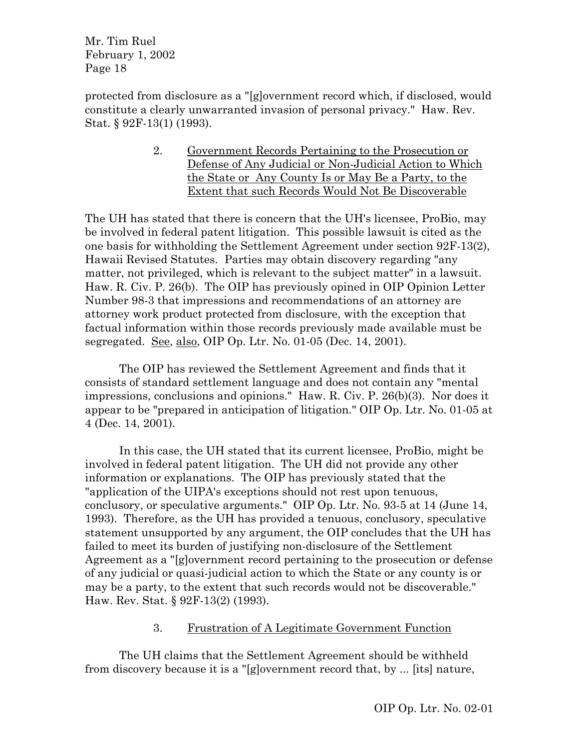protected from disclosure as a "[g]overnment record which, if disclosed, would constitute a clearly unwarranted invasion of personal privacy." Haw. Rev. Stat. § 92F-13(1) (1993).

2. Government Records Pertaining to the Prosecution or Defense of Any Judicial or Non-Judicial Action to Which the State or Any County Is or May Be a Party, to the Extent that such Records Would Not Be Discoverable

The UH has stated that there is concern that the UH's licensee, ProBio, may be involved in federal patent litigation. This possible lawsuit is cited as the one basis for withholding the Settlement Agreement under section 92F-13(2), Hawaii Revised Statutes. Parties may obtain discovery regarding "any matter, not privileged, which is relevant to the subject matter" in a lawsuit. Haw. R. Civ. P. 26(b). The OIP has previously opined in OIP Opinion Letter Number 98-3 that impressions and recommendations of an attorney are attorney work product protected from disclosure, with the exception that factual information within those records previously made available must be segregated. See, also, OIP Op. Ltr. No. 01-05 (Dec. 14, 2001).

The OIP has reviewed the Settlement Agreement and finds that it consists of standard settlement language and does not contain any "mental impressions, conclusions and opinions." Haw. R. Civ. P. 26(b)(3). Nor does it appear to be "prepared in anticipation of litigation." OIP Op. Ltr. No. 01-05 at 4 (Dec. 14, 2001).

In this case, the UH stated that its current licensee, ProBio, might be involved in federal patent litigation. The UH did not provide any other information or explanations. The OIP has previously stated that the "application of the UIPA's exceptions should not rest upon tenuous, conclusory, or speculative arguments." OIP Op. Ltr. No. 93-5 at 14 (June 14, 1993). Therefore, as the UH has provided a tenuous, conclusory, speculative statement unsupported by any argument, the OIP concludes that the UH has failed to meet its burden of justifying non-disclosure of the Settlement Agreement as a "[g]overnment record pertaining to the prosecution or defense of any judicial or quasi-judicial action to which the State or any county is or may be a party, to the extent that such records would not be discoverable." Haw. Rev. Stat. § 92F-13(2) (1993).

3. Frustration of A Legitimate Government Function

The UH claims that the Settlement Agreement should be withheld from discovery because it is a "[g]overnment record that, by ... [its] nature,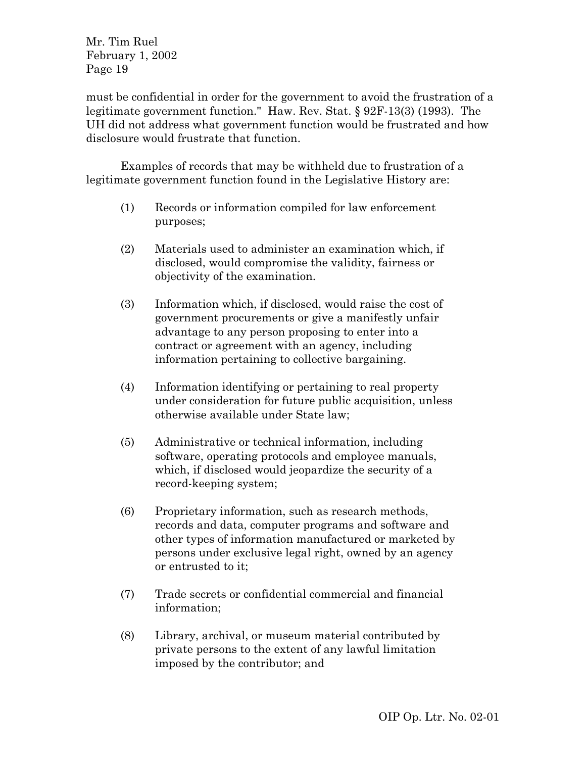must be confidential in order for the government to avoid the frustration of a legitimate government function." Haw. Rev. Stat. § 92F-13(3) (1993). The UH did not address what government function would be frustrated and how disclosure would frustrate that function.

Examples of records that may be withheld due to frustration of a legitimate government function found in the Legislative History are:

(1) Records or information compiled for law enforcement purposes;

(2) Materials used to administer an examination which, if disclosed, would compromise the validity, fairness or objectivity of the examination.

(3) Information which, if disclosed, would raise the cost of government procurements or give a manifestly unfair advantage to any person proposing to enter into a contract or agreement with an agency, including information pertaining to collective bargaining.

(4) Information identifying or pertaining to real property under consideration for future public acquisition, unless otherwise available under State law;

(5) Administrative or technical information, including software, operating protocols and employee manuals, which, if disclosed would jeopardize the security of a record-keeping system;

(6) Proprietary information, such as research methods, records and data, computer programs and software and other types of information manufactured or marketed by persons under exclusive legal right, owned by an agency or entrusted to it;

(7) Trade secrets or confidential commercial and financial information;

(8) Library, archival, or museum material contributed by private persons to the extent of any lawful limitation imposed by the contributor; and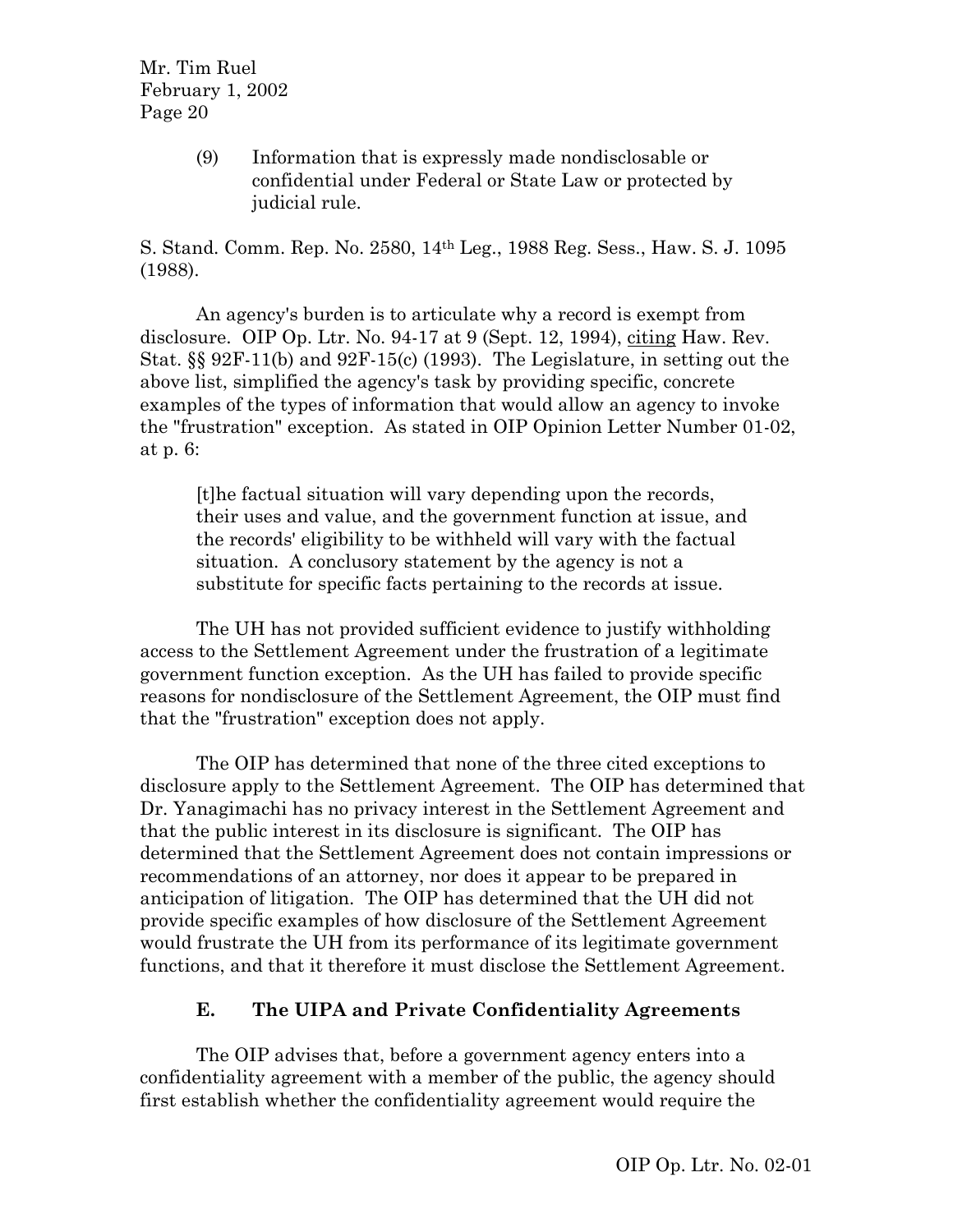(9) Information that is expressly made nondisclosable or confidential under Federal or State Law or protected by judicial rule.

S. Stand. Comm. Rep. No. 2580, 14th Leg., 1988 Reg. Sess., Haw. S. J. 1095 (1988).

An agency's burden is to articulate why a record is exempt from disclosure. OIP Op. Ltr. No. 94-17 at 9 (Sept. 12, 1994), citing Haw. Rev. Stat. §§ 92F-11(b) and 92F-15(c) (1993). The Legislature, in setting out the above list, simplified the agency's task by providing specific, concrete examples of the types of information that would allow an agency to invoke the "frustration" exception. As stated in OIP Opinion Letter Number 01-02, at p. 6:

> [t]he factual situation will vary depending upon the records, their uses and value, and the government function at issue, and the records' eligibility to be withheld will vary with the factual situation. A conclusory statement by the agency is not a substitute for specific facts pertaining to the records at issue.

The UH has not provided sufficient evidence to justify withholding access to the Settlement Agreement under the frustration of a legitimate government function exception. As the UH has failed to provide specific reasons for nondisclosure of the Settlement Agreement, the OIP must find that the "frustration" exception does not apply.

The OIP has determined that none of the three cited exceptions to disclosure apply to the Settlement Agreement. The OIP has determined that Dr. Yanagimachi has no privacy interest in the Settlement Agreement and that the public interest in its disclosure is significant. The OIP has determined that the Settlement Agreement does not contain impressions or recommendations of an attorney, nor does it appear to be prepared in anticipation of litigation. The OIP has determined that the UH did not provide specific examples of how disclosure of the Settlement Agreement would frustrate the UH from its performance of its legitimate government functions, and that it therefore it must disclose the Settlement Agreement.

### E. The UIPA and Private Confidentiality Agreements

The OIP advises that, before a government agency enters into a confidentiality agreement with a member of the public, the agency should first establish whether the confidentiality agreement would require the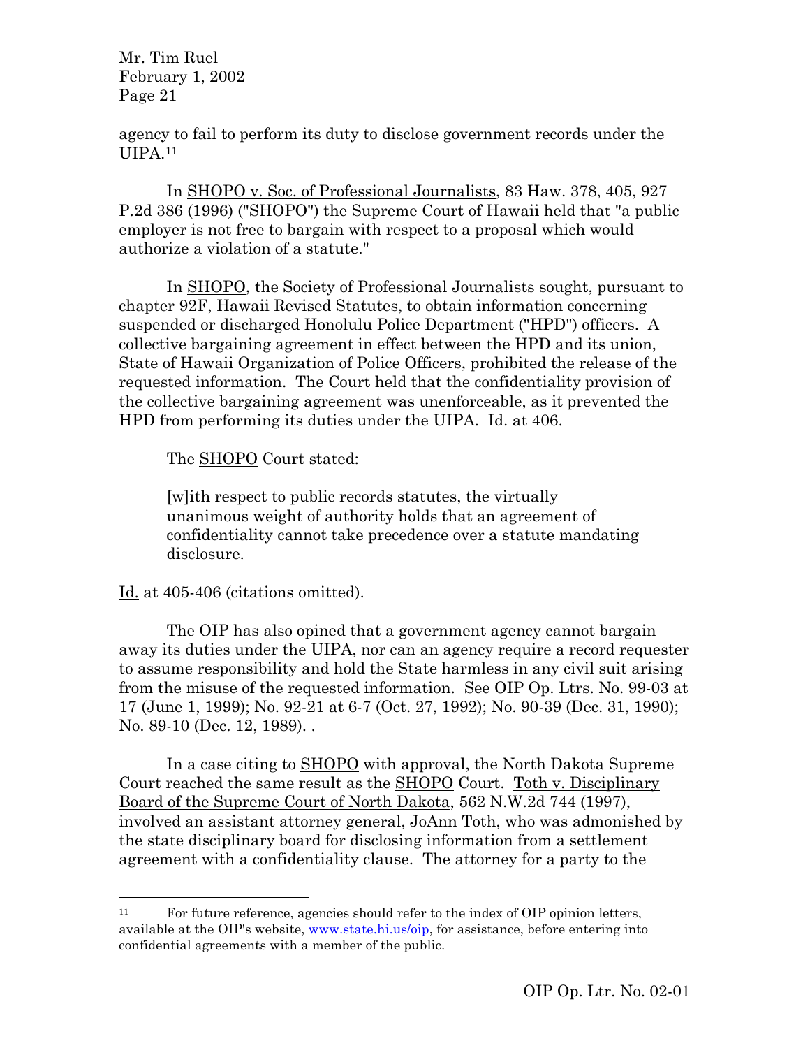agency to fail to perform its duty to disclose government records under the UIPA.[11]

In SHOPO v. Soc. of Professional Journalists, 83 Haw. 378, 405, 927 P.2d 386 (1996) ("SHOPO") the Supreme Court of Hawaii held that "a public employer is not free to bargain with respect to a proposal which would authorize a violation of a statute."

In SHOPO, the Society of Professional Journalists sought, pursuant to chapter 92F, Hawaii Revised Statutes, to obtain information concerning suspended or discharged Honolulu Police Department ("HPD") officers. A collective bargaining agreement in effect between the HPD and its union, State of Hawaii Organization of Police Officers, prohibited the release of the requested information. The Court held that the confidentiality provision of the collective bargaining agreement was unenforceable, as it prevented the HPD from performing its duties under the UIPA. Id. at 406.

The SHOPO Court stated:

> [w]ith respect to public records statutes, the virtually unanimous weight of authority holds that an agreement of confidentiality cannot take precedence over a statute mandating disclosure.

Id. at 405-406 (citations omitted).

The OIP has also opined that a government agency cannot bargain away its duties under the UIPA, nor can an agency require a record requester to assume responsibility and hold the State harmless in any civil suit arising from the misuse of the requested information. See OIP Op. Ltrs. No. 99-03 at 17 (June 1, 1999); No. 92-21 at 6-7 (Oct. 27, 1992); No. 90-39 (Dec. 31, 1990); No. 89-10 (Dec. 12, 1989). .

In a case citing to SHOPO with approval, the North Dakota Supreme Court reached the same result as the SHOPO Court. Toth v. Disciplinary Board of the Supreme Court of North Dakota, 562 N.W.2d 744 (1997), involved an assistant attorney general, JoAnn Toth, who was admonished by the state disciplinary board for disclosing information from a settlement agreement with a confidentiality clause. The attorney for a party to the

---

[11] For future reference, agencies should refer to the index of OIP opinion letters, available at the OIP's website, www.state.hi.us/oip, for assistance, before entering into confidential agreements with a member of the public.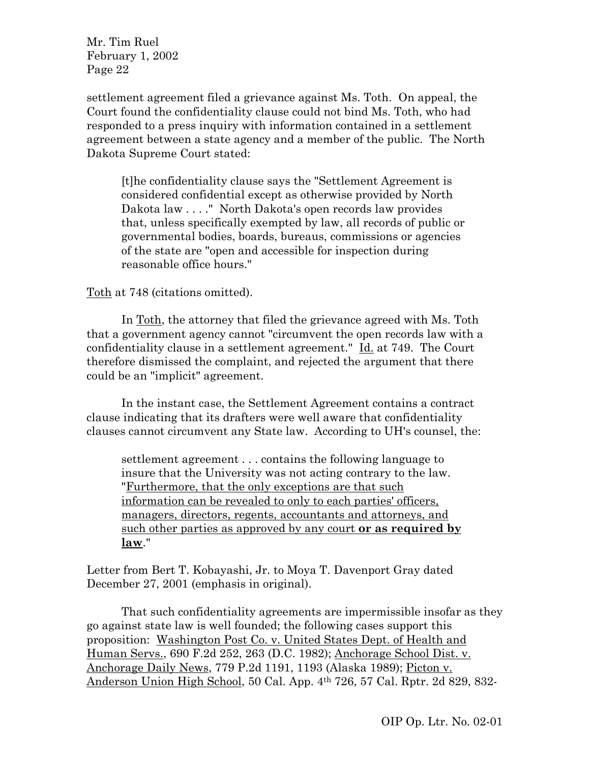settlement agreement filed a grievance against Ms. Toth. On appeal, the Court found the confidentiality clause could not bind Ms. Toth, who had responded to a press inquiry with information contained in a settlement agreement between a state agency and a member of the public. The North Dakota Supreme Court stated:

> [t]he confidentiality clause says the "Settlement Agreement is considered confidential except as otherwise provided by North Dakota law . . . ." North Dakota's open records law provides that, unless specifically exempted by law, all records of public or governmental bodies, boards, bureaus, commissions or agencies of the state are "open and accessible for inspection during reasonable office hours."

Toth at 748 (citations omitted).

In Toth, the attorney that filed the grievance agreed with Ms. Toth that a government agency cannot "circumvent the open records law with a confidentiality clause in a settlement agreement." Id. at 749. The Court therefore dismissed the complaint, and rejected the argument that there could be an "implicit" agreement.

In the instant case, the Settlement Agreement contains a contract clause indicating that its drafters were well aware that confidentiality clauses cannot circumvent any State law. According to UH's counsel, the:

> settlement agreement . . . contains the following language to insure that the University was not acting contrary to the law. "Furthermore, that the only exceptions are that such information can be revealed to only to each parties' officers, managers, directors, regents, accountants and attorneys, and such other parties as approved by any court **or as required by law**."

Letter from Bert T. Kobayashi, Jr. to Moya T. Davenport Gray dated December 27, 2001 (emphasis in original).

That such confidentiality agreements are impermissible insofar as they go against state law is well founded; the following cases support this proposition: Washington Post Co. v. United States Dept. of Health and Human Servs., 690 F.2d 252, 263 (D.C. 1982); Anchorage School Dist. v. Anchorage Daily News, 779 P.2d 1191, 1193 (Alaska 1989); Picton v. Anderson Union High School, 50 Cal. App. 4th 726, 57 Cal. Rptr. 2d 829, 832-

OIP Op. Ltr. No. 02-01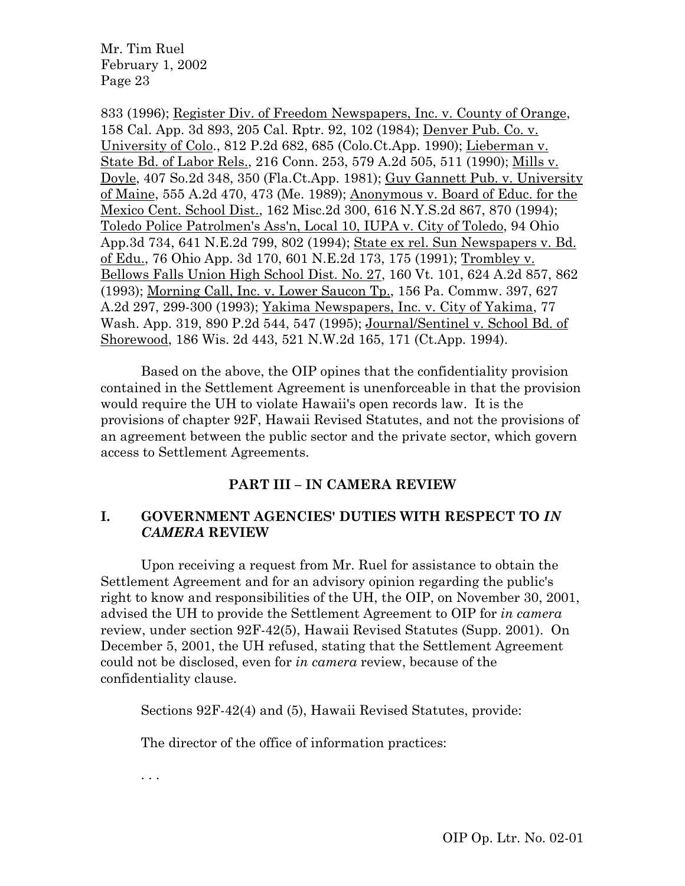833 (1996); Register Div. of Freedom Newspapers, Inc. v. County of Orange, 158 Cal. App. 3d 893, 205 Cal. Rptr. 92, 102 (1984); Denver Pub. Co. v. University of Colo., 812 P.2d 682, 685 (Colo.Ct.App. 1990); Lieberman v. State Bd. of Labor Rels., 216 Conn. 253, 579 A.2d 505, 511 (1990); Mills v. Doyle, 407 So.2d 348, 350 (Fla.Ct.App. 1981); Guy Gannett Pub. v. University of Maine, 555 A.2d 470, 473 (Me. 1989); Anonymous v. Board of Educ. for the Mexico Cent. School Dist., 162 Misc.2d 300, 616 N.Y.S.2d 867, 870 (1994); Toledo Police Patrolmen's Ass'n, Local 10, IUPA v. City of Toledo, 94 Ohio App.3d 734, 641 N.E.2d 799, 802 (1994); State ex rel. Sun Newspapers v. Bd. of Edu., 76 Ohio App. 3d 170, 601 N.E.2d 173, 175 (1991); Trombley v. Bellows Falls Union High School Dist. No. 27, 160 Vt. 101, 624 A.2d 857, 862 (1993); Morning Call, Inc. v. Lower Saucon Tp., 156 Pa. Commw. 397, 627 A.2d 297, 299-300 (1993); Yakima Newspapers, Inc. v. City of Yakima, 77 Wash. App. 319, 890 P.2d 544, 547 (1995); Journal/Sentinel v. School Bd. of Shorewood, 186 Wis. 2d 443, 521 N.W.2d 165, 171 (Ct.App. 1994).

Based on the above, the OIP opines that the confidentiality provision contained in the Settlement Agreement is unenforceable in that the provision would require the UH to violate Hawaii's open records law. It is the provisions of chapter 92F, Hawaii Revised Statutes, and not the provisions of an agreement between the public sector and the private sector, which govern access to Settlement Agreements.

## PART III – IN CAMERA REVIEW

### I. GOVERNMENT AGENCIES' DUTIES WITH RESPECT TO *IN CAMERA* REVIEW

Upon receiving a request from Mr. Ruel for assistance to obtain the Settlement Agreement and for an advisory opinion regarding the public's right to know and responsibilities of the UH, the OIP, on November 30, 2001, advised the UH to provide the Settlement Agreement to OIP for *in camera* review, under section 92F-42(5), Hawaii Revised Statutes (Supp. 2001). On December 5, 2001, the UH refused, stating that the Settlement Agreement could not be disclosed, even for *in camera* review, because of the confidentiality clause.

Sections 92F-42(4) and (5), Hawaii Revised Statutes, provide:

The director of the office of information practices:

. . .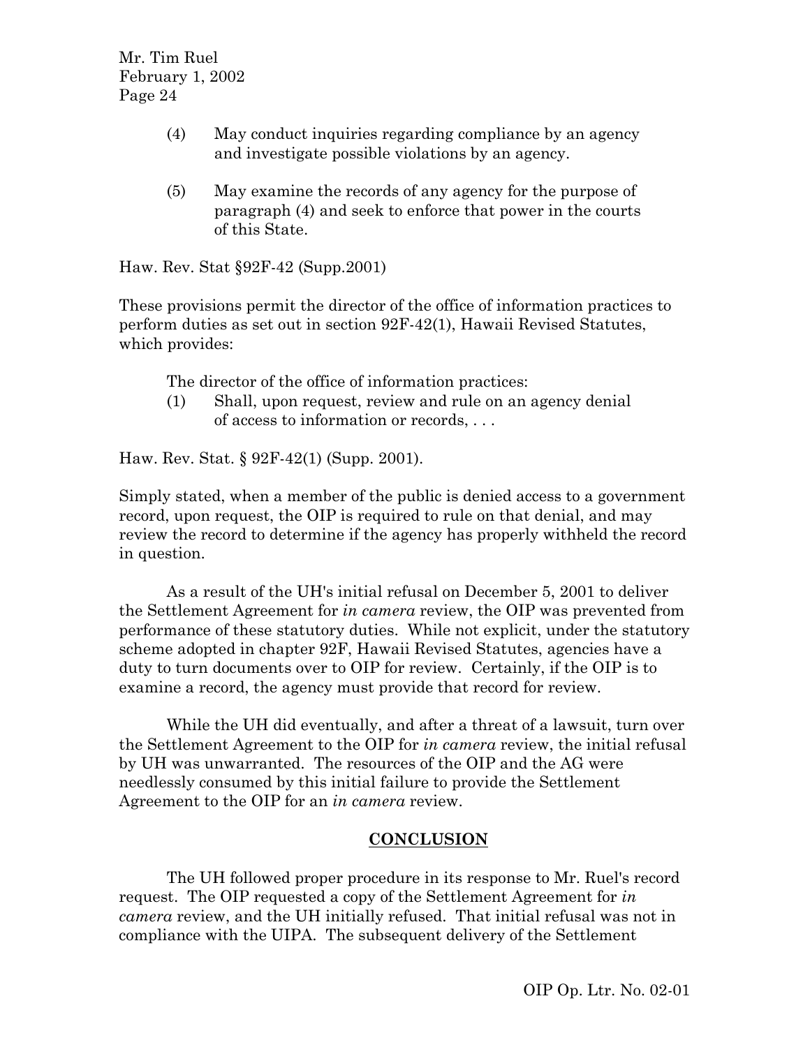(4) May conduct inquiries regarding compliance by an agency and investigate possible violations by an agency.

(5) May examine the records of any agency for the purpose of paragraph (4) and seek to enforce that power in the courts of this State.

Haw. Rev. Stat §92F-42 (Supp.2001)

These provisions permit the director of the office of information practices to perform duties as set out in section 92F-42(1), Hawaii Revised Statutes, which provides:

> The director of the office of information practices:
>
> (1) Shall, upon request, review and rule on an agency denial of access to information or records, . . .

Haw. Rev. Stat. § 92F-42(1) (Supp. 2001).

Simply stated, when a member of the public is denied access to a government record, upon request, the OIP is required to rule on that denial, and may review the record to determine if the agency has properly withheld the record in question.

As a result of the UH's initial refusal on December 5, 2001 to deliver the Settlement Agreement for *in camera* review, the OIP was prevented from performance of these statutory duties. While not explicit, under the statutory scheme adopted in chapter 92F, Hawaii Revised Statutes, agencies have a duty to turn documents over to OIP for review. Certainly, if the OIP is to examine a record, the agency must provide that record for review.

While the UH did eventually, and after a threat of a lawsuit, turn over the Settlement Agreement to the OIP for *in camera* review, the initial refusal by UH was unwarranted. The resources of the OIP and the AG were needlessly consumed by this initial failure to provide the Settlement Agreement to the OIP for an *in camera* review.

## CONCLUSION

The UH followed proper procedure in its response to Mr. Ruel's record request. The OIP requested a copy of the Settlement Agreement for *in camera* review, and the UH initially refused. That initial refusal was not in compliance with the UIPA. The subsequent delivery of the Settlement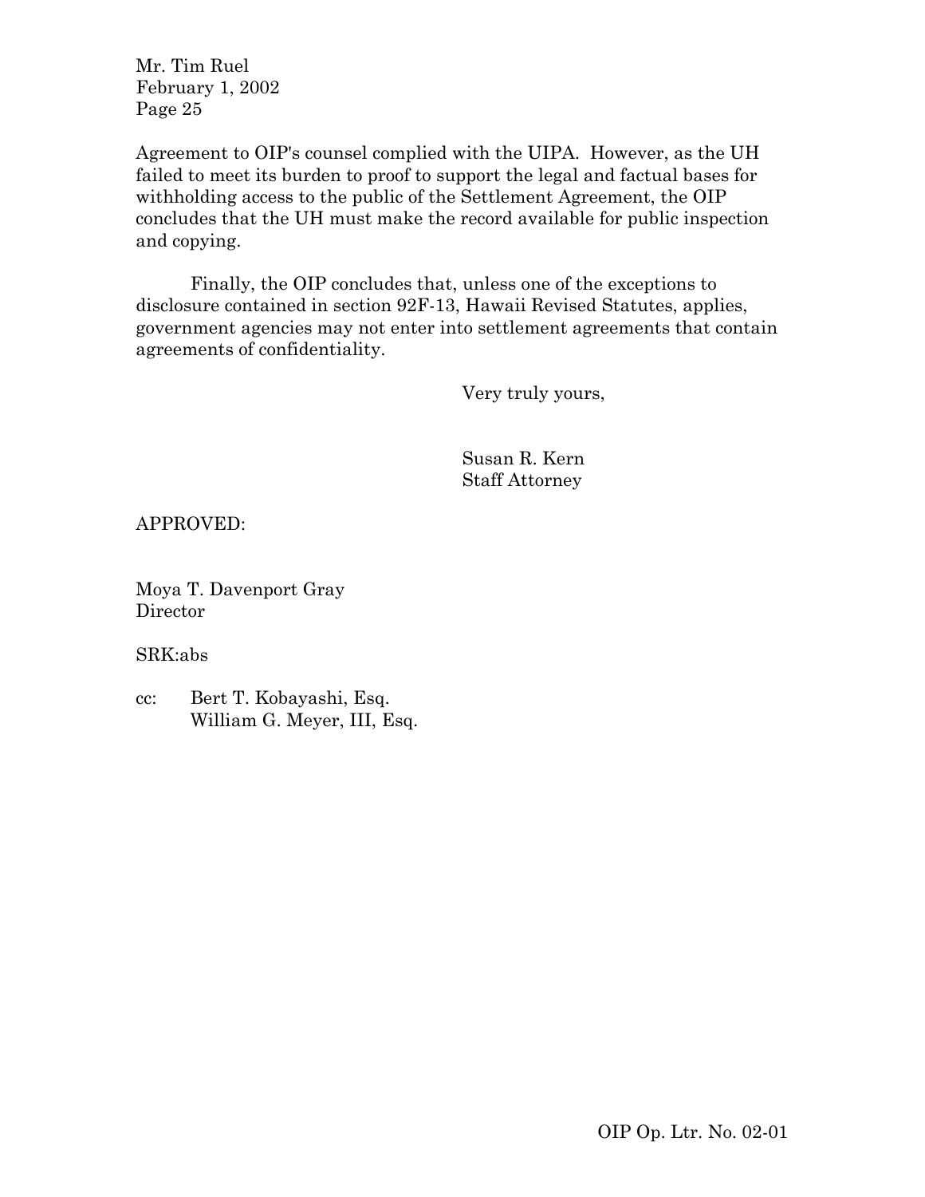Agreement to OIP's counsel complied with the UIPA. However, as the UH failed to meet its burden to proof to support the legal and factual bases for withholding access to the public of the Settlement Agreement, the OIP concludes that the UH must make the record available for public inspection and copying.

Finally, the OIP concludes that, unless one of the exceptions to disclosure contained in section 92F-13, Hawaii Revised Statutes, applies, government agencies may not enter into settlement agreements that contain agreements of confidentiality.

Very truly yours,

Susan R. Kern
Staff Attorney

APPROVED:

Moya T. Davenport Gray
Director

SRK:abs

cc: Bert T. Kobayashi, Esq.
William G. Meyer, III, Esq.